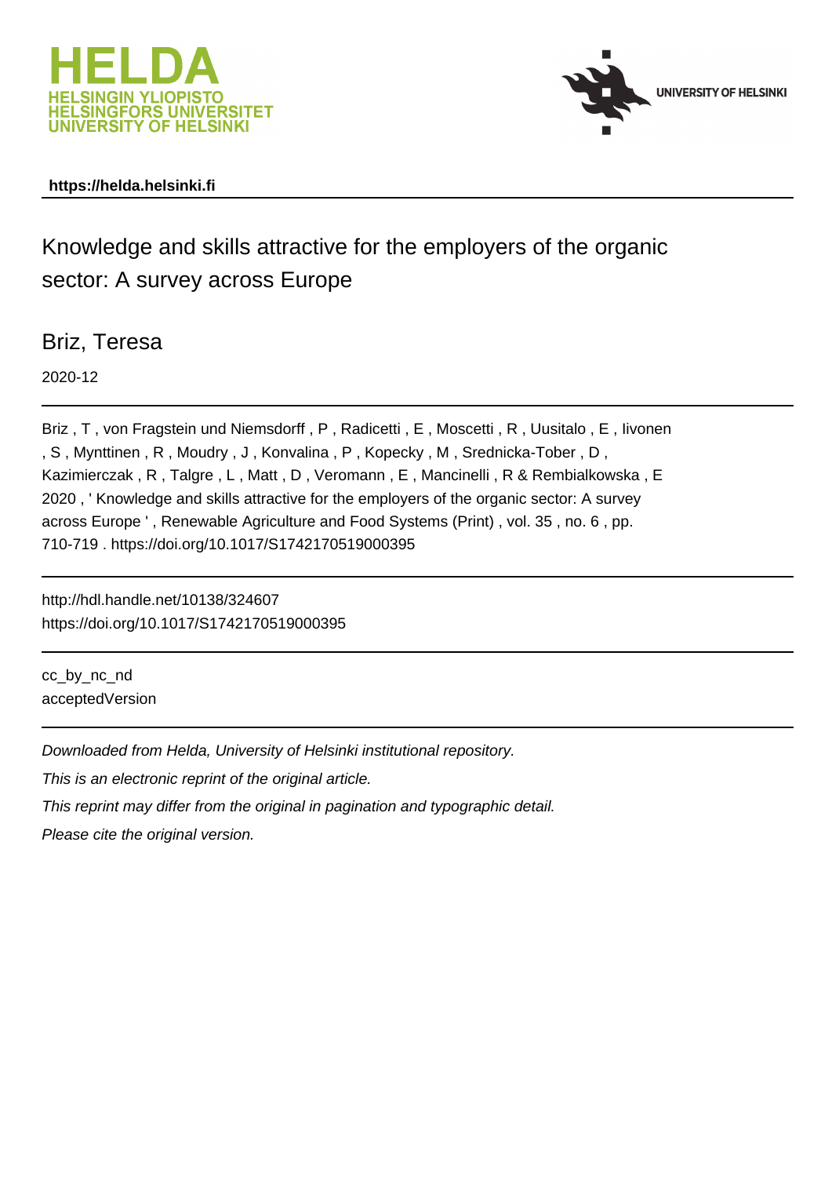HELDA
HELSINGIN YLIOPISTO
HELSINGFORS UNIVERSITET
UNIVERSITY OF HELSINKI

UNIVERSITY OF HELSINKI

**https://helda.helsinki.fi**

# Knowledge and skills attractive for the employers of the organic sector: A survey across Europe

Briz, Teresa

2020-12

Briz , T , von Fragstein und Niemsdorff , P , Radicetti , E , Moscetti , R , Uusitalo , E , Iivonen , S , Mynttinen , R , Moudry , J , Konvalina , P , Kopecky , M , Srednicka-Tober , D , Kazimierczak , R , Talgre , L , Matt , D , Veromann , E , Mancinelli , R & Rembialkowska , E 2020 , ' Knowledge and skills attractive for the employers of the organic sector: A survey across Europe ' , Renewable Agriculture and Food Systems (Print) , vol. 35 , no. 6 , pp. 710-719 . https://doi.org/10.1017/S1742170519000395

http://hdl.handle.net/10138/324607
https://doi.org/10.1017/S1742170519000395

cc_by_nc_nd
acceptedVersion

*Downloaded from Helda, University of Helsinki institutional repository.*

*This is an electronic reprint of the original article.*

*This reprint may differ from the original in pagination and typographic detail.*

*Please cite the original version.*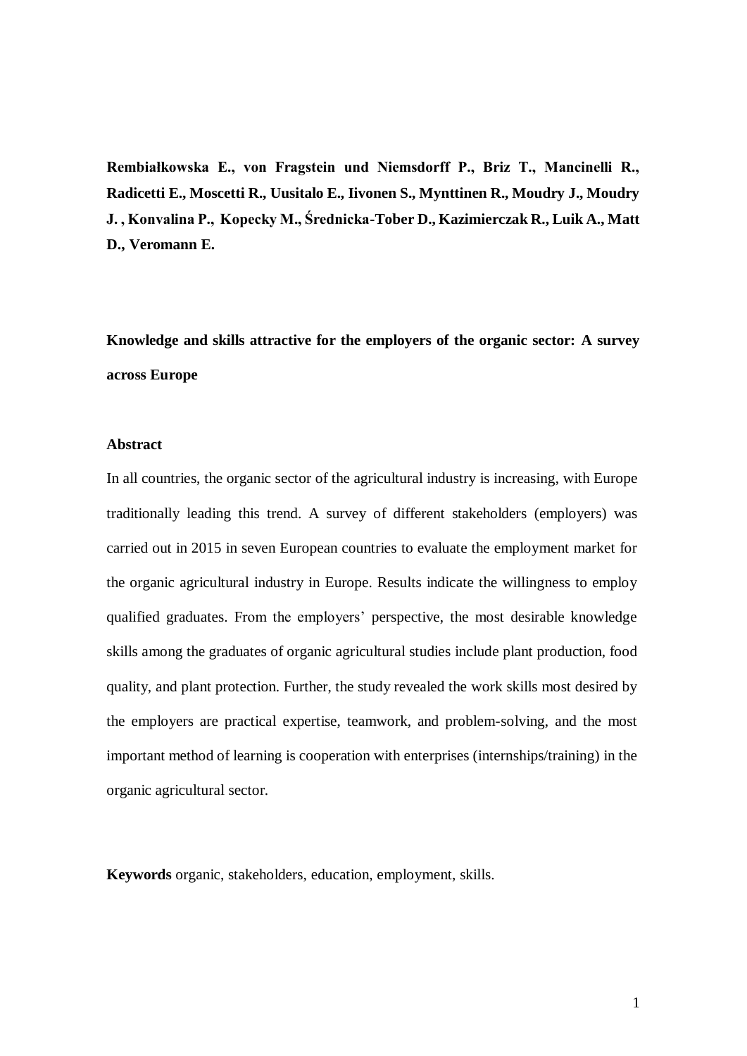**Rembiałkowska E., von Fragstein und Niemsdorff P., Briz T., Mancinelli R., Radicetti E., Moscetti R., Uusitalo E., Iivonen S., Mynttinen R., Moudry J., Moudry J. , Konvalina P., Kopecky M., Średnicka-Tober D., Kazimierczak R., Luik A., Matt D., Veromann E.**

**Knowledge and skills attractive for the employers of the organic sector: A survey across Europe**

**Abstract**

In all countries, the organic sector of the agricultural industry is increasing, with Europe traditionally leading this trend. A survey of different stakeholders (employers) was carried out in 2015 in seven European countries to evaluate the employment market for the organic agricultural industry in Europe. Results indicate the willingness to employ qualified graduates. From the employers' perspective, the most desirable knowledge skills among the graduates of organic agricultural studies include plant production, food quality, and plant protection. Further, the study revealed the work skills most desired by the employers are practical expertise, teamwork, and problem-solving, and the most important method of learning is cooperation with enterprises (internships/training) in the organic agricultural sector.

**Keywords** organic, stakeholders, education, employment, skills.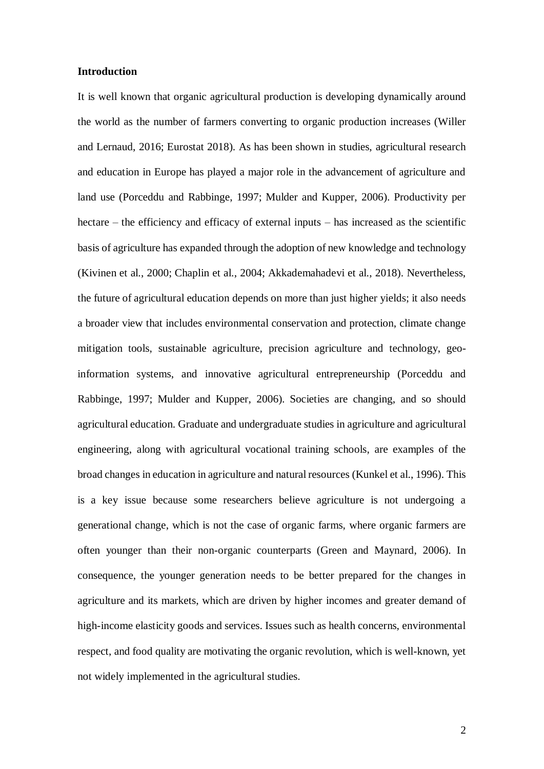## Introduction

It is well known that organic agricultural production is developing dynamically around the world as the number of farmers converting to organic production increases (Willer and Lernaud, 2016; Eurostat 2018). As has been shown in studies, agricultural research and education in Europe has played a major role in the advancement of agriculture and land use (Porceddu and Rabbinge, 1997; Mulder and Kupper, 2006). Productivity per hectare – the efficiency and efficacy of external inputs – has increased as the scientific basis of agriculture has expanded through the adoption of new knowledge and technology (Kivinen et al., 2000; Chaplin et al., 2004; Akkademahadevi et al., 2018). Nevertheless, the future of agricultural education depends on more than just higher yields; it also needs a broader view that includes environmental conservation and protection, climate change mitigation tools, sustainable agriculture, precision agriculture and technology, geo-information systems, and innovative agricultural entrepreneurship (Porceddu and Rabbinge, 1997; Mulder and Kupper, 2006). Societies are changing, and so should agricultural education. Graduate and undergraduate studies in agriculture and agricultural engineering, along with agricultural vocational training schools, are examples of the broad changes in education in agriculture and natural resources (Kunkel et al., 1996). This is a key issue because some researchers believe agriculture is not undergoing a generational change, which is not the case of organic farms, where organic farmers are often younger than their non-organic counterparts (Green and Maynard, 2006). In consequence, the younger generation needs to be better prepared for the changes in agriculture and its markets, which are driven by higher incomes and greater demand of high-income elasticity goods and services. Issues such as health concerns, environmental respect, and food quality are motivating the organic revolution, which is well-known, yet not widely implemented in the agricultural studies.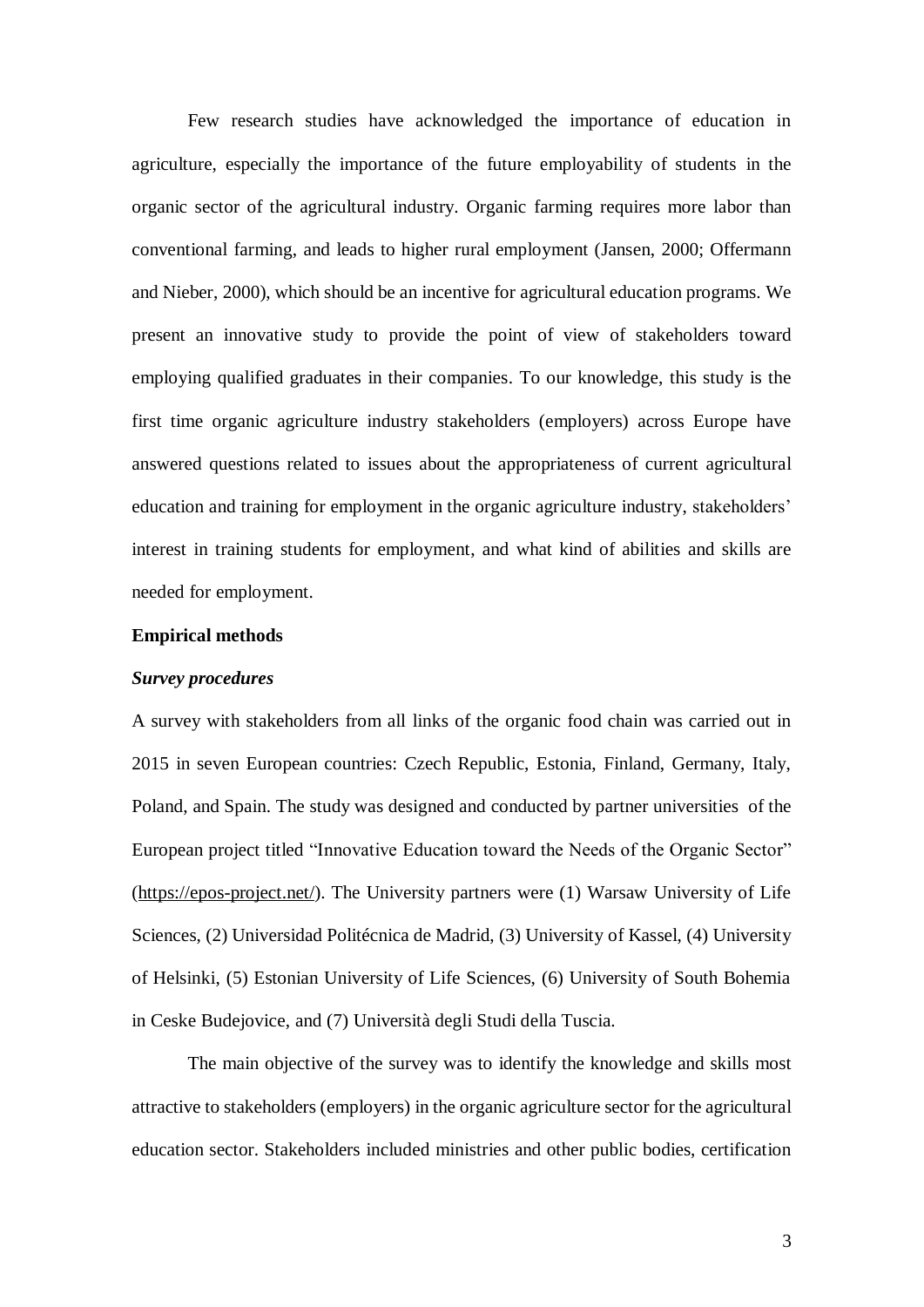Few research studies have acknowledged the importance of education in agriculture, especially the importance of the future employability of students in the organic sector of the agricultural industry. Organic farming requires more labor than conventional farming, and leads to higher rural employment (Jansen, 2000; Offermann and Nieber, 2000), which should be an incentive for agricultural education programs. We present an innovative study to provide the point of view of stakeholders toward employing qualified graduates in their companies. To our knowledge, this study is the first time organic agriculture industry stakeholders (employers) across Europe have answered questions related to issues about the appropriateness of current agricultural education and training for employment in the organic agriculture industry, stakeholders' interest in training students for employment, and what kind of abilities and skills are needed for employment.

## Empirical methods

### *Survey procedures*

A survey with stakeholders from all links of the organic food chain was carried out in 2015 in seven European countries: Czech Republic, Estonia, Finland, Germany, Italy, Poland, and Spain. The study was designed and conducted by partner universities of the European project titled "Innovative Education toward the Needs of the Organic Sector" (https://epos-project.net/). The University partners were (1) Warsaw University of Life Sciences, (2) Universidad Politécnica de Madrid, (3) University of Kassel, (4) University of Helsinki, (5) Estonian University of Life Sciences, (6) University of South Bohemia in Ceske Budejovice, and (7) Università degli Studi della Tuscia.

The main objective of the survey was to identify the knowledge and skills most attractive to stakeholders (employers) in the organic agriculture sector for the agricultural education sector. Stakeholders included ministries and other public bodies, certification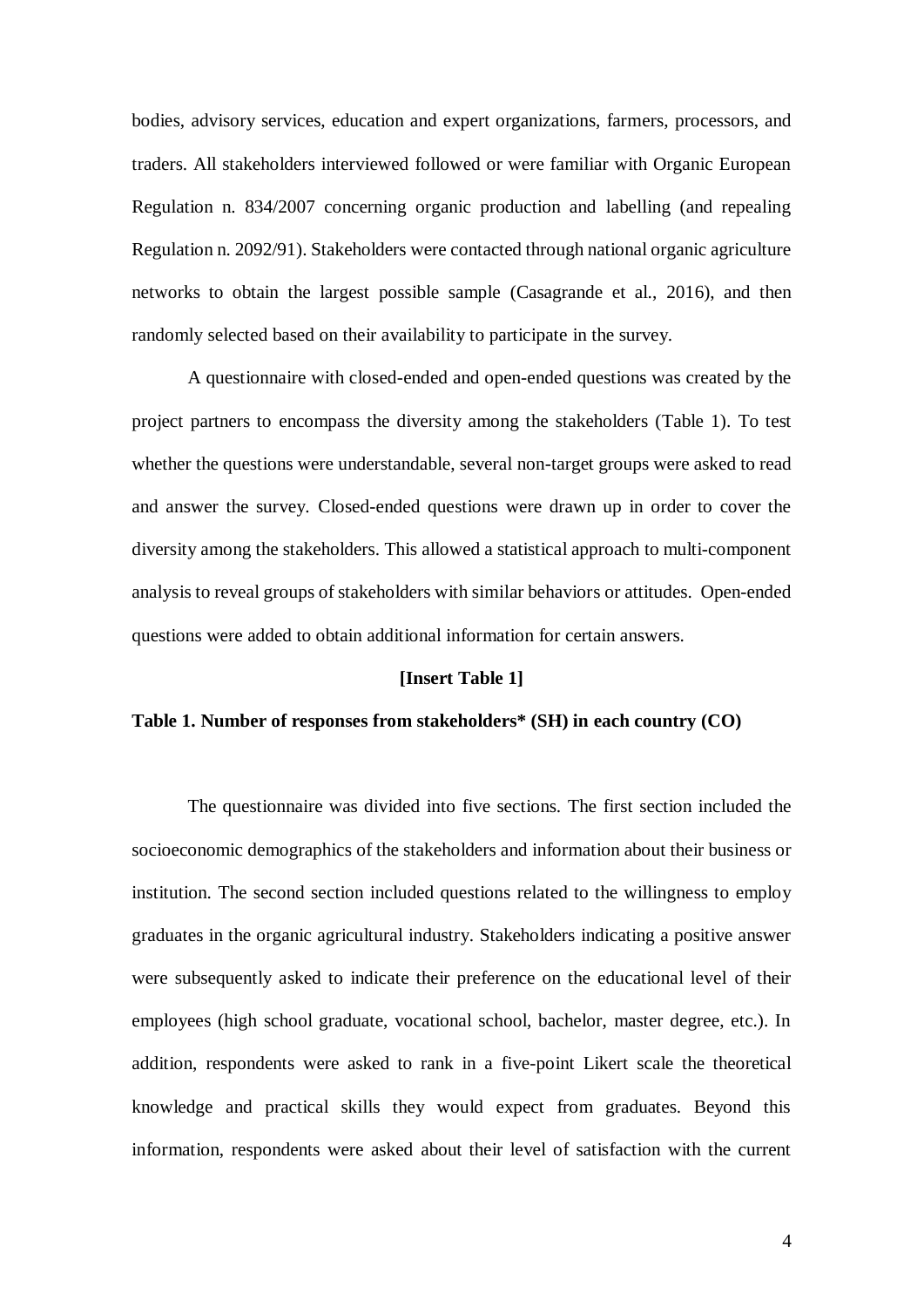bodies, advisory services, education and expert organizations, farmers, processors, and traders. All stakeholders interviewed followed or were familiar with Organic European Regulation n. 834/2007 concerning organic production and labelling (and repealing Regulation n. 2092/91). Stakeholders were contacted through national organic agriculture networks to obtain the largest possible sample (Casagrande et al., 2016), and then randomly selected based on their availability to participate in the survey.

A questionnaire with closed-ended and open-ended questions was created by the project partners to encompass the diversity among the stakeholders (Table 1). To test whether the questions were understandable, several non-target groups were asked to read and answer the survey. Closed-ended questions were drawn up in order to cover the diversity among the stakeholders. This allowed a statistical approach to multi-component analysis to reveal groups of stakeholders with similar behaviors or attitudes. Open-ended questions were added to obtain additional information for certain answers.

**[Insert Table 1]**

**Table 1. Number of responses from stakeholders* (SH) in each country (CO)**

The questionnaire was divided into five sections. The first section included the socioeconomic demographics of the stakeholders and information about their business or institution. The second section included questions related to the willingness to employ graduates in the organic agricultural industry. Stakeholders indicating a positive answer were subsequently asked to indicate their preference on the educational level of their employees (high school graduate, vocational school, bachelor, master degree, etc.). In addition, respondents were asked to rank in a five-point Likert scale the theoretical knowledge and practical skills they would expect from graduates. Beyond this information, respondents were asked about their level of satisfaction with the current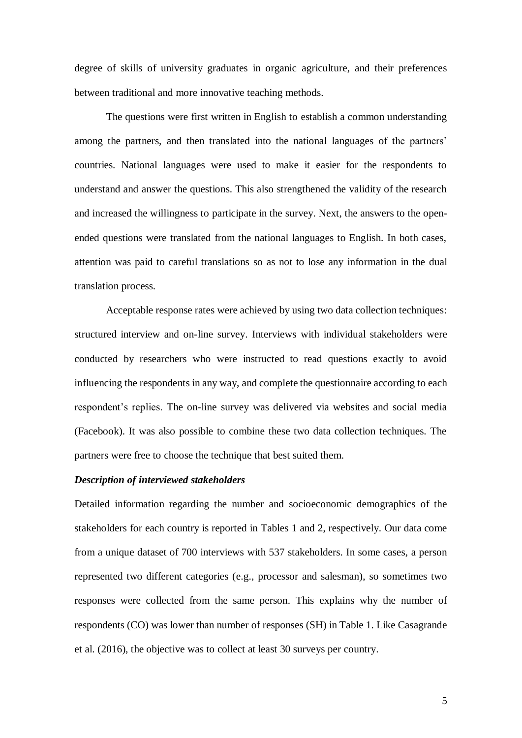degree of skills of university graduates in organic agriculture, and their preferences between traditional and more innovative teaching methods.

The questions were first written in English to establish a common understanding among the partners, and then translated into the national languages of the partners' countries. National languages were used to make it easier for the respondents to understand and answer the questions. This also strengthened the validity of the research and increased the willingness to participate in the survey. Next, the answers to the open-ended questions were translated from the national languages to English. In both cases, attention was paid to careful translations so as not to lose any information in the dual translation process.

Acceptable response rates were achieved by using two data collection techniques: structured interview and on-line survey. Interviews with individual stakeholders were conducted by researchers who were instructed to read questions exactly to avoid influencing the respondents in any way, and complete the questionnaire according to each respondent's replies. The on-line survey was delivered via websites and social media (Facebook). It was also possible to combine these two data collection techniques. The partners were free to choose the technique that best suited them.

***Description of interviewed stakeholders***

Detailed information regarding the number and socioeconomic demographics of the stakeholders for each country is reported in Tables 1 and 2, respectively. Our data come from a unique dataset of 700 interviews with 537 stakeholders. In some cases, a person represented two different categories (e.g., processor and salesman), so sometimes two responses were collected from the same person. This explains why the number of respondents (CO) was lower than number of responses (SH) in Table 1. Like Casagrande et al. (2016), the objective was to collect at least 30 surveys per country.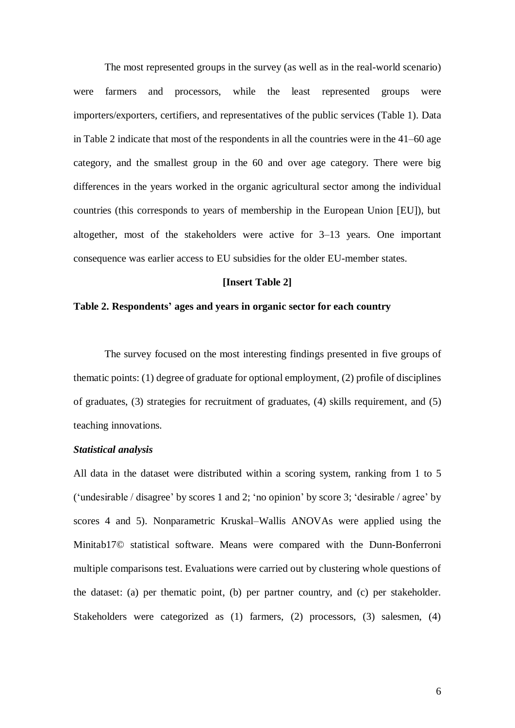The most represented groups in the survey (as well as in the real-world scenario) were farmers and processors, while the least represented groups were importers/exporters, certifiers, and representatives of the public services (Table 1). Data in Table 2 indicate that most of the respondents in all the countries were in the 41–60 age category, and the smallest group in the 60 and over age category. There were big differences in the years worked in the organic agricultural sector among the individual countries (this corresponds to years of membership in the European Union [EU]), but altogether, most of the stakeholders were active for 3–13 years. One important consequence was earlier access to EU subsidies for the older EU-member states.

**[Insert Table 2]**

**Table 2. Respondents' ages and years in organic sector for each country**

The survey focused on the most interesting findings presented in five groups of thematic points: (1) degree of graduate for optional employment, (2) profile of disciplines of graduates, (3) strategies for recruitment of graduates, (4) skills requirement, and (5) teaching innovations.

***Statistical analysis***

All data in the dataset were distributed within a scoring system, ranking from 1 to 5 ('undesirable / disagree' by scores 1 and 2; 'no opinion' by score 3; 'desirable / agree' by scores 4 and 5). Nonparametric Kruskal–Wallis ANOVAs were applied using the Minitab17© statistical software. Means were compared with the Dunn-Bonferroni multiple comparisons test. Evaluations were carried out by clustering whole questions of the dataset: (a) per thematic point, (b) per partner country, and (c) per stakeholder. Stakeholders were categorized as (1) farmers, (2) processors, (3) salesmen, (4)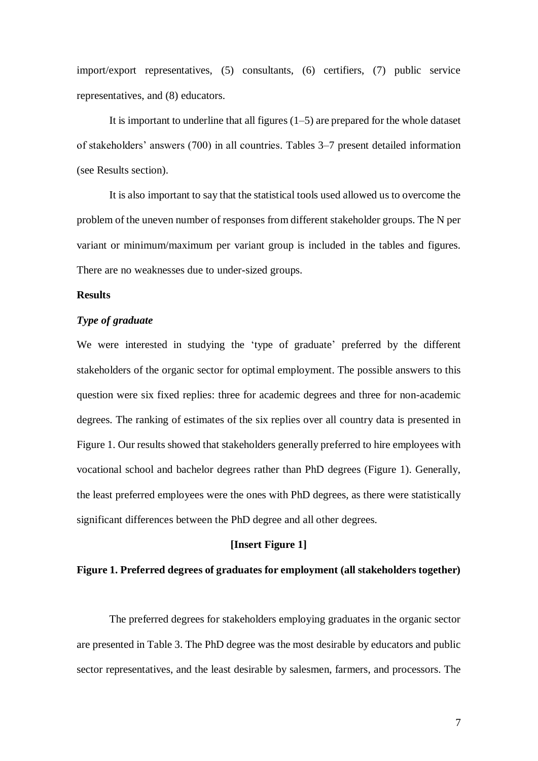import/export representatives, (5) consultants, (6) certifiers, (7) public service representatives, and (8) educators.

It is important to underline that all figures (1–5) are prepared for the whole dataset of stakeholders' answers (700) in all countries. Tables 3–7 present detailed information (see Results section).

It is also important to say that the statistical tools used allowed us to overcome the problem of the uneven number of responses from different stakeholder groups. The N per variant or minimum/maximum per variant group is included in the tables and figures. There are no weaknesses due to under-sized groups.

## Results

### *Type of graduate*

We were interested in studying the 'type of graduate' preferred by the different stakeholders of the organic sector for optimal employment. The possible answers to this question were six fixed replies: three for academic degrees and three for non-academic degrees. The ranking of estimates of the six replies over all country data is presented in Figure 1. Our results showed that stakeholders generally preferred to hire employees with vocational school and bachelor degrees rather than PhD degrees (Figure 1). Generally, the least preferred employees were the ones with PhD degrees, as there were statistically significant differences between the PhD degree and all other degrees.

**[Insert Figure 1]**

**Figure 1. Preferred degrees of graduates for employment (all stakeholders together)**

The preferred degrees for stakeholders employing graduates in the organic sector are presented in Table 3. The PhD degree was the most desirable by educators and public sector representatives, and the least desirable by salesmen, farmers, and processors. The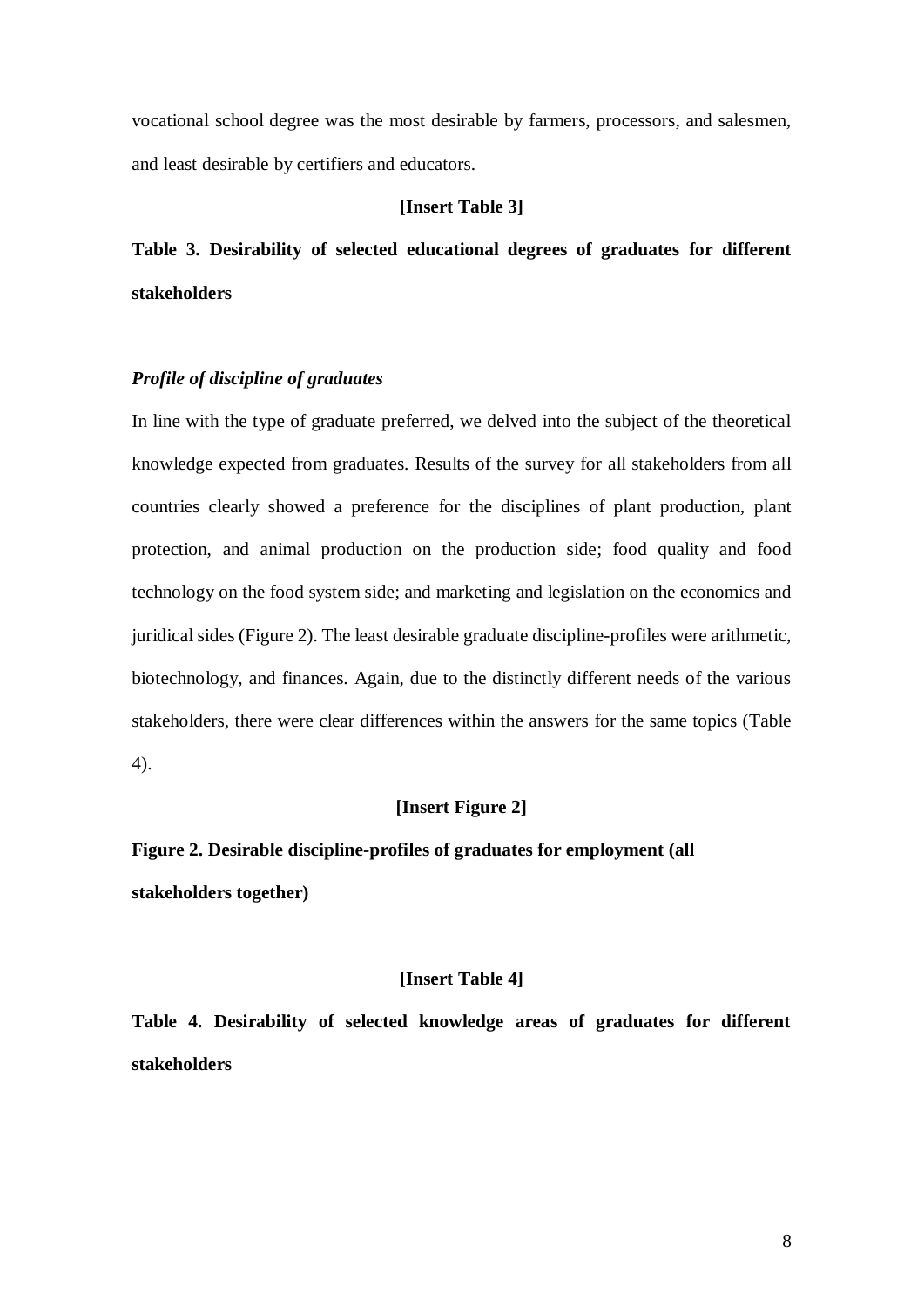vocational school degree was the most desirable by farmers, processors, and salesmen, and least desirable by certifiers and educators.

**[Insert Table 3]**

**Table 3. Desirability of selected educational degrees of graduates for different stakeholders**

### *Profile of discipline of graduates*

In line with the type of graduate preferred, we delved into the subject of the theoretical knowledge expected from graduates. Results of the survey for all stakeholders from all countries clearly showed a preference for the disciplines of plant production, plant protection, and animal production on the production side; food quality and food technology on the food system side; and marketing and legislation on the economics and juridical sides (Figure 2). The least desirable graduate discipline-profiles were arithmetic, biotechnology, and finances. Again, due to the distinctly different needs of the various stakeholders, there were clear differences within the answers for the same topics (Table 4).

**[Insert Figure 2]**

**Figure 2. Desirable discipline-profiles of graduates for employment (all stakeholders together)**

**[Insert Table 4]**

**Table 4. Desirability of selected knowledge areas of graduates for different stakeholders**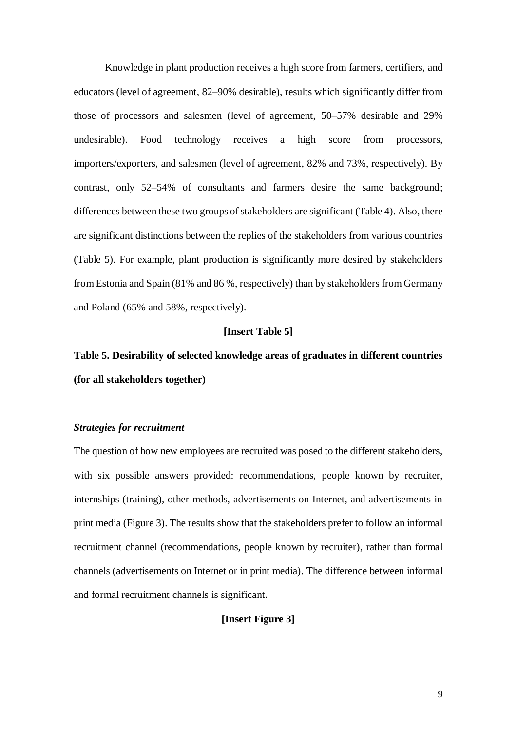Knowledge in plant production receives a high score from farmers, certifiers, and educators (level of agreement, 82–90% desirable), results which significantly differ from those of processors and salesmen (level of agreement, 50–57% desirable and 29% undesirable). Food technology receives a high score from processors, importers/exporters, and salesmen (level of agreement, 82% and 73%, respectively). By contrast, only 52–54% of consultants and farmers desire the same background; differences between these two groups of stakeholders are significant (Table 4). Also, there are significant distinctions between the replies of the stakeholders from various countries (Table 5). For example, plant production is significantly more desired by stakeholders from Estonia and Spain (81% and 86 %, respectively) than by stakeholders from Germany and Poland (65% and 58%, respectively).

**[Insert Table 5]**

**Table 5. Desirability of selected knowledge areas of graduates in different countries (for all stakeholders together)**

### *Strategies for recruitment*

The question of how new employees are recruited was posed to the different stakeholders, with six possible answers provided: recommendations, people known by recruiter, internships (training), other methods, advertisements on Internet, and advertisements in print media (Figure 3). The results show that the stakeholders prefer to follow an informal recruitment channel (recommendations, people known by recruiter), rather than formal channels (advertisements on Internet or in print media). The difference between informal and formal recruitment channels is significant.

**[Insert Figure 3]**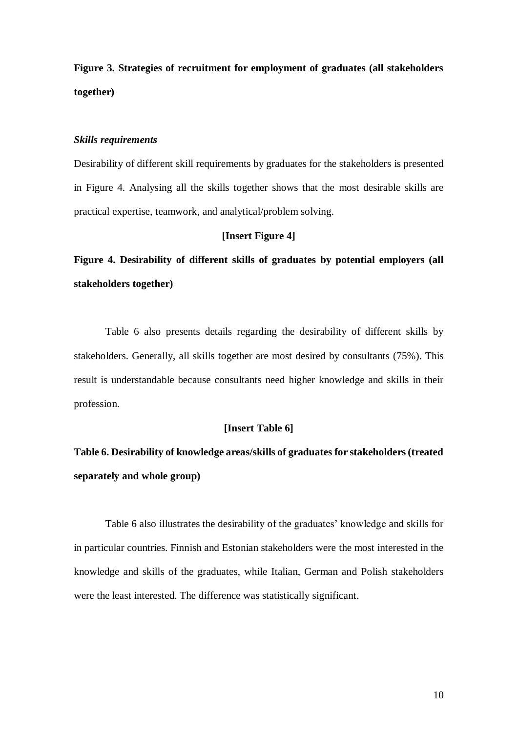**Figure 3. Strategies of recruitment for employment of graduates (all stakeholders together)**

*Skills requirements*

Desirability of different skill requirements by graduates for the stakeholders is presented in Figure 4. Analysing all the skills together shows that the most desirable skills are practical expertise, teamwork, and analytical/problem solving.

**[Insert Figure 4]**

**Figure 4. Desirability of different skills of graduates by potential employers (all stakeholders together)**

Table 6 also presents details regarding the desirability of different skills by stakeholders. Generally, all skills together are most desired by consultants (75%). This result is understandable because consultants need higher knowledge and skills in their profession.

**[Insert Table 6]**

**Table 6. Desirability of knowledge areas/skills of graduates for stakeholders (treated separately and whole group)**

Table 6 also illustrates the desirability of the graduates' knowledge and skills for in particular countries. Finnish and Estonian stakeholders were the most interested in the knowledge and skills of the graduates, while Italian, German and Polish stakeholders were the least interested. The difference was statistically significant.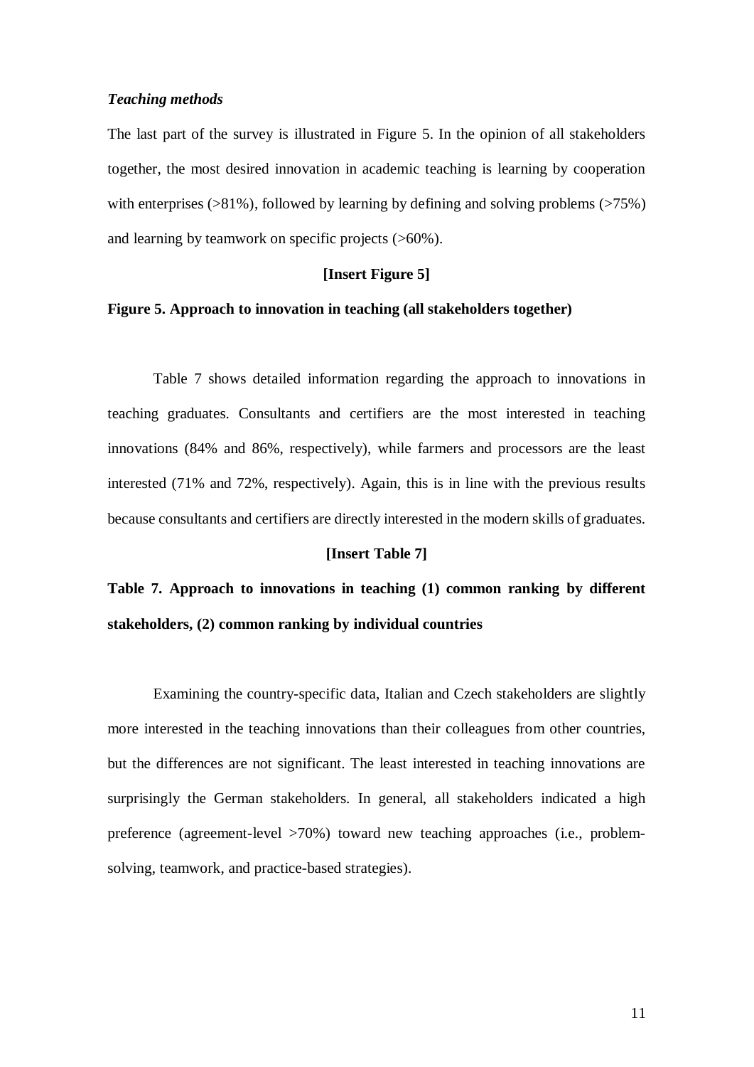### *Teaching methods*

The last part of the survey is illustrated in Figure 5. In the opinion of all stakeholders together, the most desired innovation in academic teaching is learning by cooperation with enterprises (>81%), followed by learning by defining and solving problems (>75%) and learning by teamwork on specific projects (>60%).

**[Insert Figure 5]**

**Figure 5. Approach to innovation in teaching (all stakeholders together)**

Table 7 shows detailed information regarding the approach to innovations in teaching graduates. Consultants and certifiers are the most interested in teaching innovations (84% and 86%, respectively), while farmers and processors are the least interested (71% and 72%, respectively). Again, this is in line with the previous results because consultants and certifiers are directly interested in the modern skills of graduates.

**[Insert Table 7]**

**Table 7. Approach to innovations in teaching (1) common ranking by different stakeholders, (2) common ranking by individual countries**

Examining the country-specific data, Italian and Czech stakeholders are slightly more interested in the teaching innovations than their colleagues from other countries, but the differences are not significant. The least interested in teaching innovations are surprisingly the German stakeholders. In general, all stakeholders indicated a high preference (agreement-level >70%) toward new teaching approaches (i.e., problem-solving, teamwork, and practice-based strategies).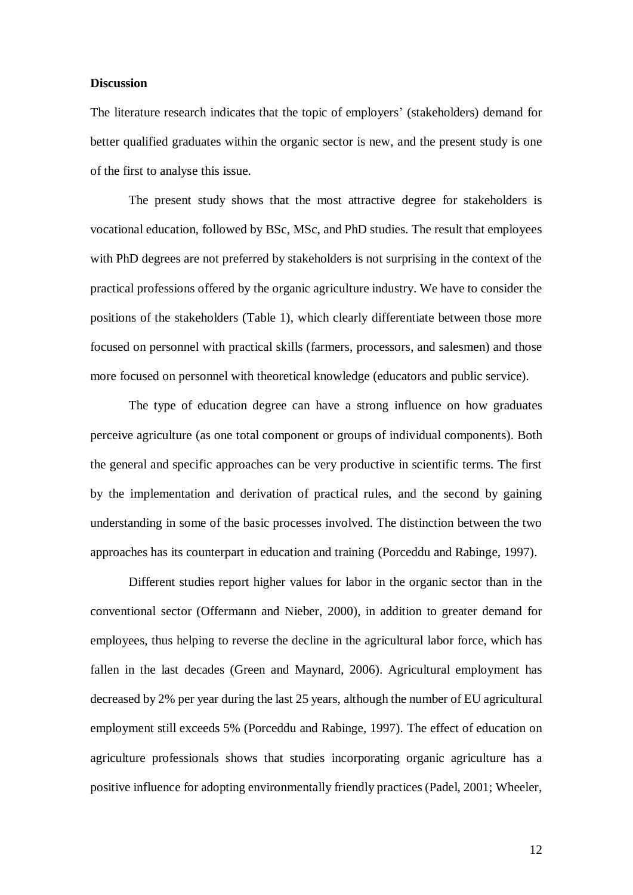**Discussion**

The literature research indicates that the topic of employers' (stakeholders) demand for better qualified graduates within the organic sector is new, and the present study is one of the first to analyse this issue.

The present study shows that the most attractive degree for stakeholders is vocational education, followed by BSc, MSc, and PhD studies. The result that employees with PhD degrees are not preferred by stakeholders is not surprising in the context of the practical professions offered by the organic agriculture industry. We have to consider the positions of the stakeholders (Table 1), which clearly differentiate between those more focused on personnel with practical skills (farmers, processors, and salesmen) and those more focused on personnel with theoretical knowledge (educators and public service).

The type of education degree can have a strong influence on how graduates perceive agriculture (as one total component or groups of individual components). Both the general and specific approaches can be very productive in scientific terms. The first by the implementation and derivation of practical rules, and the second by gaining understanding in some of the basic processes involved. The distinction between the two approaches has its counterpart in education and training (Porceddu and Rabinge, 1997).

Different studies report higher values for labor in the organic sector than in the conventional sector (Offermann and Nieber, 2000), in addition to greater demand for employees, thus helping to reverse the decline in the agricultural labor force, which has fallen in the last decades (Green and Maynard, 2006). Agricultural employment has decreased by 2% per year during the last 25 years, although the number of EU agricultural employment still exceeds 5% (Porceddu and Rabinge, 1997). The effect of education on agriculture professionals shows that studies incorporating organic agriculture has a positive influence for adopting environmentally friendly practices (Padel, 2001; Wheeler,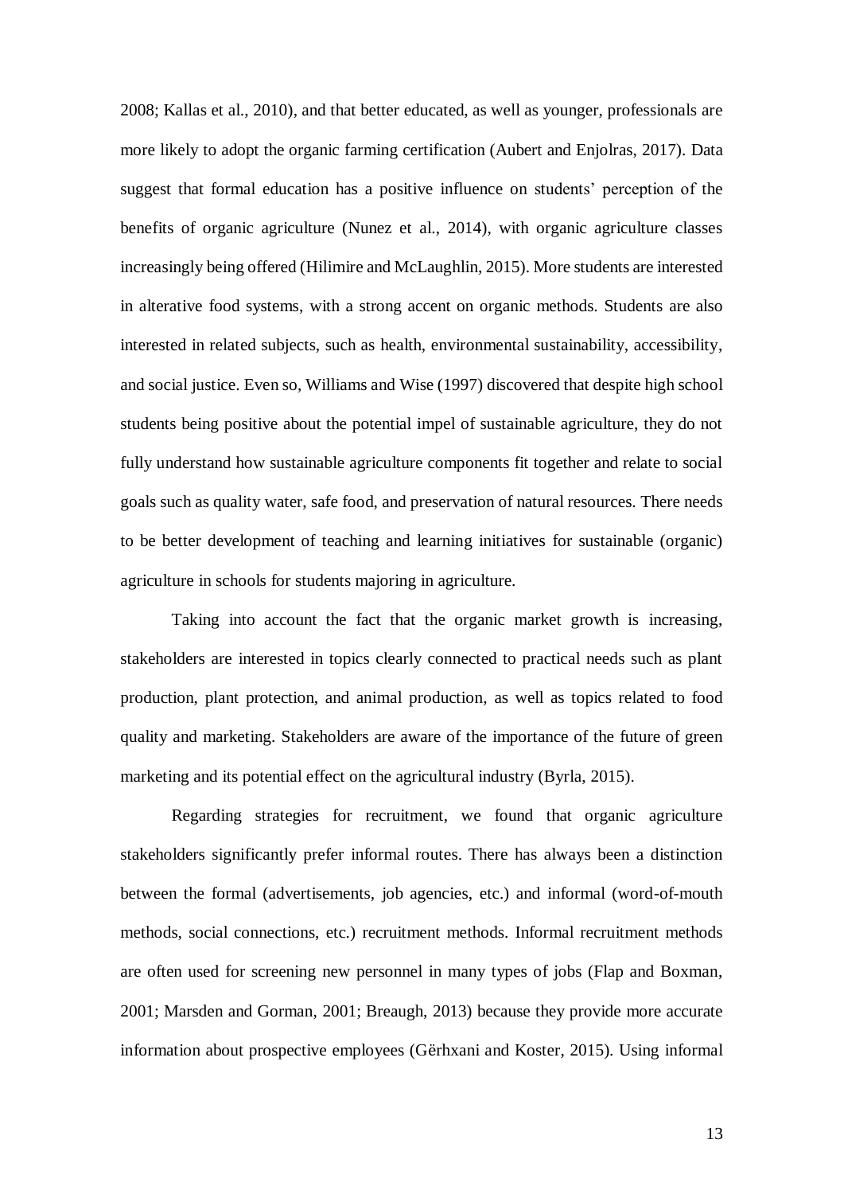2008; Kallas et al., 2010), and that better educated, as well as younger, professionals are more likely to adopt the organic farming certification (Aubert and Enjolras, 2017). Data suggest that formal education has a positive influence on students' perception of the benefits of organic agriculture (Nunez et al., 2014), with organic agriculture classes increasingly being offered (Hilimire and McLaughlin, 2015). More students are interested in alterative food systems, with a strong accent on organic methods. Students are also interested in related subjects, such as health, environmental sustainability, accessibility, and social justice. Even so, Williams and Wise (1997) discovered that despite high school students being positive about the potential impel of sustainable agriculture, they do not fully understand how sustainable agriculture components fit together and relate to social goals such as quality water, safe food, and preservation of natural resources. There needs to be better development of teaching and learning initiatives for sustainable (organic) agriculture in schools for students majoring in agriculture.

Taking into account the fact that the organic market growth is increasing, stakeholders are interested in topics clearly connected to practical needs such as plant production, plant protection, and animal production, as well as topics related to food quality and marketing. Stakeholders are aware of the importance of the future of green marketing and its potential effect on the agricultural industry (Byrla, 2015).

Regarding strategies for recruitment, we found that organic agriculture stakeholders significantly prefer informal routes. There has always been a distinction between the formal (advertisements, job agencies, etc.) and informal (word-of-mouth methods, social connections, etc.) recruitment methods. Informal recruitment methods are often used for screening new personnel in many types of jobs (Flap and Boxman, 2001; Marsden and Gorman, 2001; Breaugh, 2013) because they provide more accurate information about prospective employees (Gërhxani and Koster, 2015). Using informal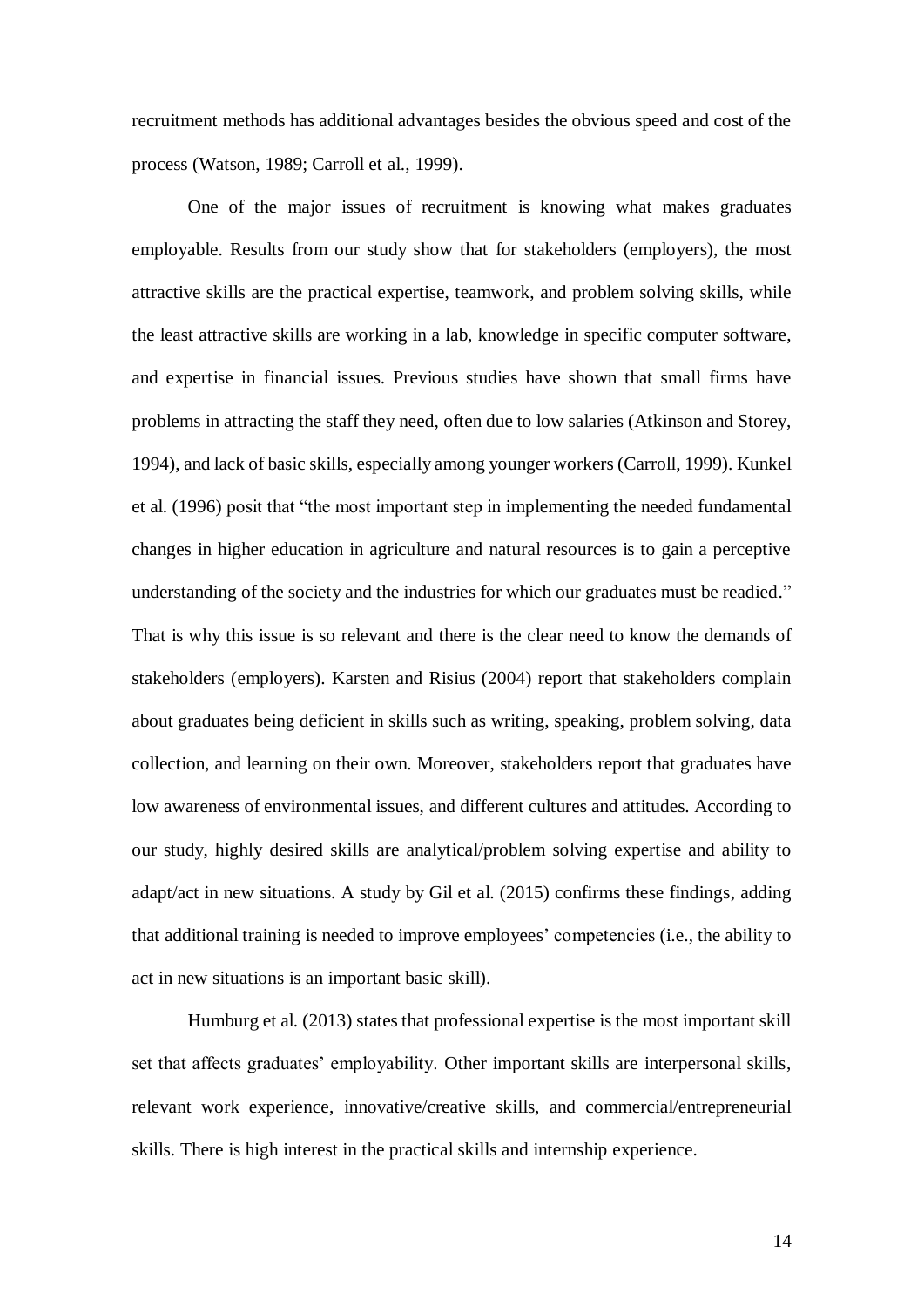recruitment methods has additional advantages besides the obvious speed and cost of the process (Watson, 1989; Carroll et al., 1999).

One of the major issues of recruitment is knowing what makes graduates employable. Results from our study show that for stakeholders (employers), the most attractive skills are the practical expertise, teamwork, and problem solving skills, while the least attractive skills are working in a lab, knowledge in specific computer software, and expertise in financial issues. Previous studies have shown that small firms have problems in attracting the staff they need, often due to low salaries (Atkinson and Storey, 1994), and lack of basic skills, especially among younger workers (Carroll, 1999). Kunkel et al. (1996) posit that "the most important step in implementing the needed fundamental changes in higher education in agriculture and natural resources is to gain a perceptive understanding of the society and the industries for which our graduates must be readied." That is why this issue is so relevant and there is the clear need to know the demands of stakeholders (employers). Karsten and Risius (2004) report that stakeholders complain about graduates being deficient in skills such as writing, speaking, problem solving, data collection, and learning on their own. Moreover, stakeholders report that graduates have low awareness of environmental issues, and different cultures and attitudes. According to our study, highly desired skills are analytical/problem solving expertise and ability to adapt/act in new situations. A study by Gil et al. (2015) confirms these findings, adding that additional training is needed to improve employees' competencies (i.e., the ability to act in new situations is an important basic skill).

Humburg et al. (2013) states that professional expertise is the most important skill set that affects graduates' employability. Other important skills are interpersonal skills, relevant work experience, innovative/creative skills, and commercial/entrepreneurial skills. There is high interest in the practical skills and internship experience.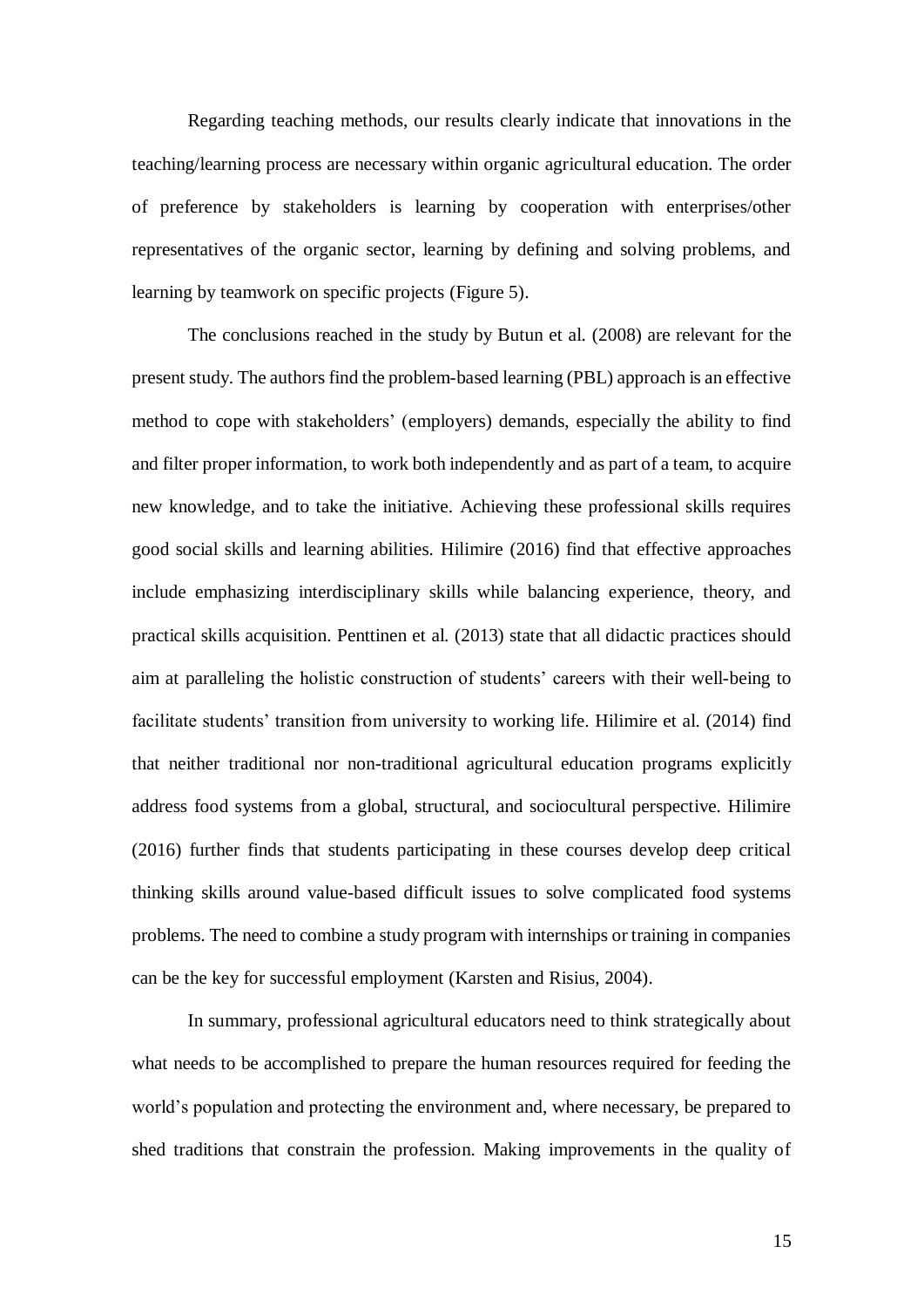Regarding teaching methods, our results clearly indicate that innovations in the teaching/learning process are necessary within organic agricultural education. The order of preference by stakeholders is learning by cooperation with enterprises/other representatives of the organic sector, learning by defining and solving problems, and learning by teamwork on specific projects (Figure 5).

The conclusions reached in the study by Butun et al. (2008) are relevant for the present study. The authors find the problem-based learning (PBL) approach is an effective method to cope with stakeholders' (employers) demands, especially the ability to find and filter proper information, to work both independently and as part of a team, to acquire new knowledge, and to take the initiative. Achieving these professional skills requires good social skills and learning abilities. Hilimire (2016) find that effective approaches include emphasizing interdisciplinary skills while balancing experience, theory, and practical skills acquisition. Penttinen et al. (2013) state that all didactic practices should aim at paralleling the holistic construction of students' careers with their well-being to facilitate students' transition from university to working life. Hilimire et al. (2014) find that neither traditional nor non-traditional agricultural education programs explicitly address food systems from a global, structural, and sociocultural perspective. Hilimire (2016) further finds that students participating in these courses develop deep critical thinking skills around value-based difficult issues to solve complicated food systems problems. The need to combine a study program with internships or training in companies can be the key for successful employment (Karsten and Risius, 2004).

In summary, professional agricultural educators need to think strategically about what needs to be accomplished to prepare the human resources required for feeding the world's population and protecting the environment and, where necessary, be prepared to shed traditions that constrain the profession. Making improvements in the quality of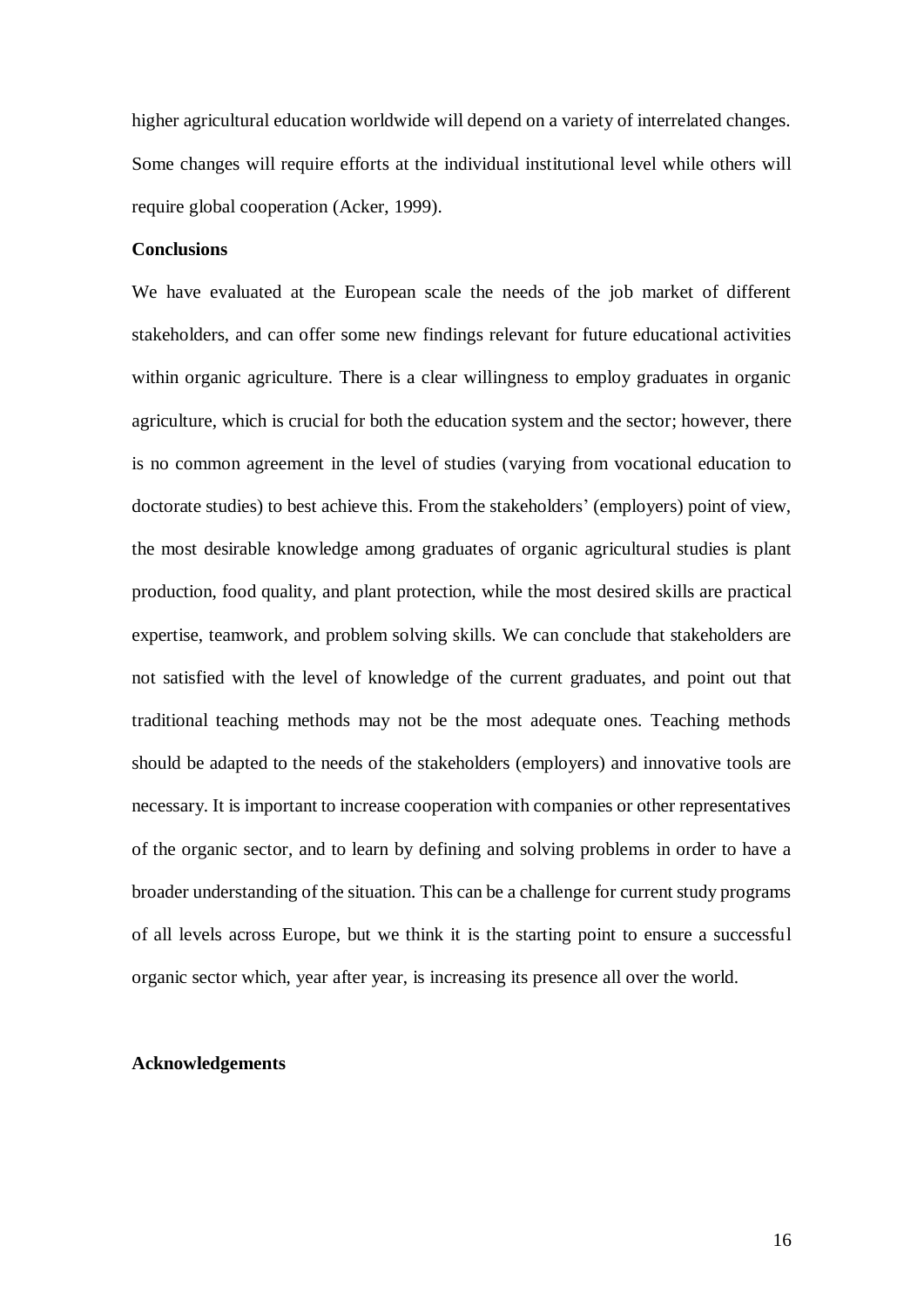higher agricultural education worldwide will depend on a variety of interrelated changes. Some changes will require efforts at the individual institutional level while others will require global cooperation (Acker, 1999).

**Conclusions**

We have evaluated at the European scale the needs of the job market of different stakeholders, and can offer some new findings relevant for future educational activities within organic agriculture. There is a clear willingness to employ graduates in organic agriculture, which is crucial for both the education system and the sector; however, there is no common agreement in the level of studies (varying from vocational education to doctorate studies) to best achieve this. From the stakeholders' (employers) point of view, the most desirable knowledge among graduates of organic agricultural studies is plant production, food quality, and plant protection, while the most desired skills are practical expertise, teamwork, and problem solving skills. We can conclude that stakeholders are not satisfied with the level of knowledge of the current graduates, and point out that traditional teaching methods may not be the most adequate ones. Teaching methods should be adapted to the needs of the stakeholders (employers) and innovative tools are necessary. It is important to increase cooperation with companies or other representatives of the organic sector, and to learn by defining and solving problems in order to have a broader understanding of the situation. This can be a challenge for current study programs of all levels across Europe, but we think it is the starting point to ensure a successful organic sector which, year after year, is increasing its presence all over the world.

**Acknowledgements**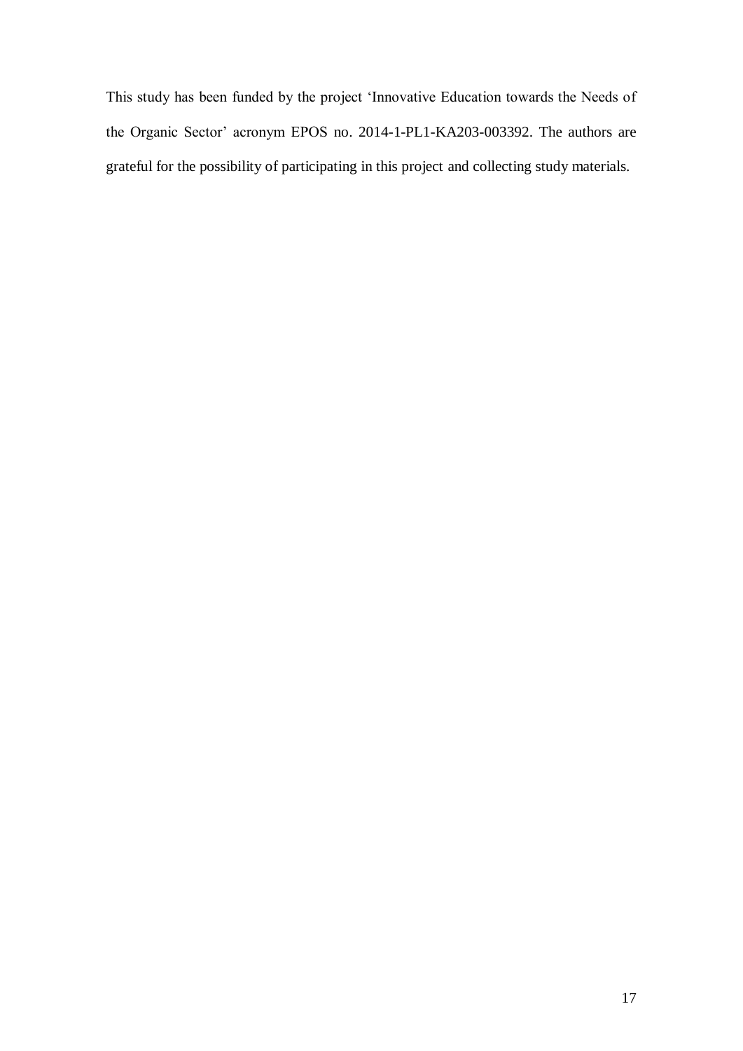This study has been funded by the project 'Innovative Education towards the Needs of the Organic Sector' acronym EPOS no. 2014-1-PL1-KA203-003392. The authors are grateful for the possibility of participating in this project and collecting study materials.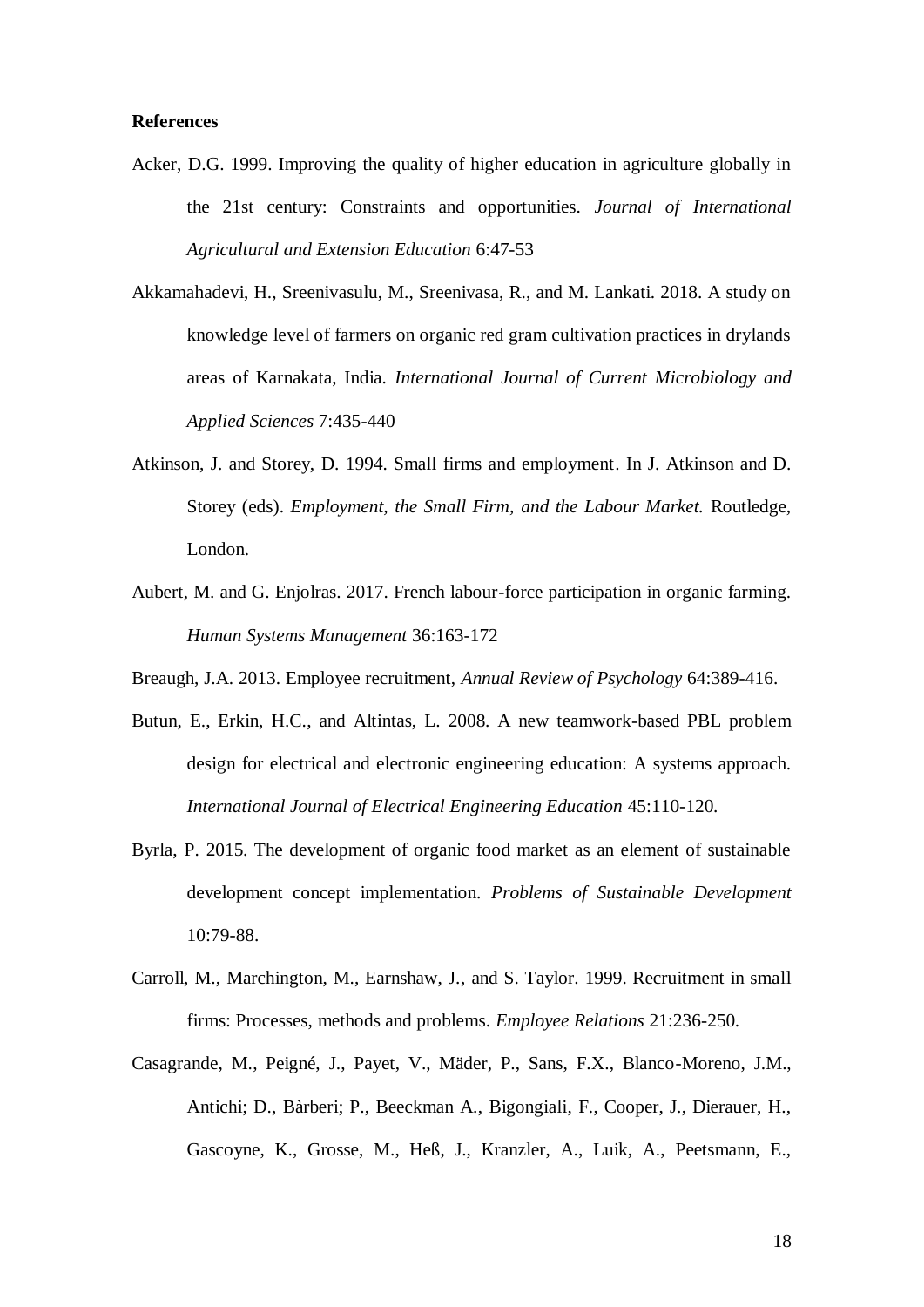**References**

Acker, D.G. 1999. Improving the quality of higher education in agriculture globally in the 21st century: Constraints and opportunities. *Journal of International Agricultural and Extension Education* 6:47-53

Akkamahadevi, H., Sreenivasulu, M., Sreenivasa, R., and M. Lankati. 2018. A study on knowledge level of farmers on organic red gram cultivation practices in drylands areas of Karnakata, India. *International Journal of Current Microbiology and Applied Sciences* 7:435-440

Atkinson, J. and Storey, D. 1994. Small firms and employment. In J. Atkinson and D. Storey (eds). *Employment, the Small Firm, and the Labour Market.* Routledge, London.

Aubert, M. and G. Enjolras. 2017. French labour-force participation in organic farming. *Human Systems Management* 36:163-172

Breaugh, J.A. 2013. Employee recruitment, *Annual Review of Psychology* 64:389-416.

Butun, E., Erkin, H.C., and Altintas, L. 2008. A new teamwork-based PBL problem design for electrical and electronic engineering education: A systems approach. *International Journal of Electrical Engineering Education* 45:110-120.

Byrla, P. 2015. The development of organic food market as an element of sustainable development concept implementation. *Problems of Sustainable Development* 10:79-88.

Carroll, M., Marchington, M., Earnshaw, J., and S. Taylor. 1999. Recruitment in small firms: Processes, methods and problems. *Employee Relations* 21:236-250.

Casagrande, M., Peigné, J., Payet, V., Mäder, P., Sans, F.X., Blanco-Moreno, J.M., Antichi; D., Bàrberi; P., Beeckman A., Bigongiali, F., Cooper, J., Dierauer, H., Gascoyne, K., Grosse, M., Heß, J., Kranzler, A., Luik, A., Peetsmann, E.,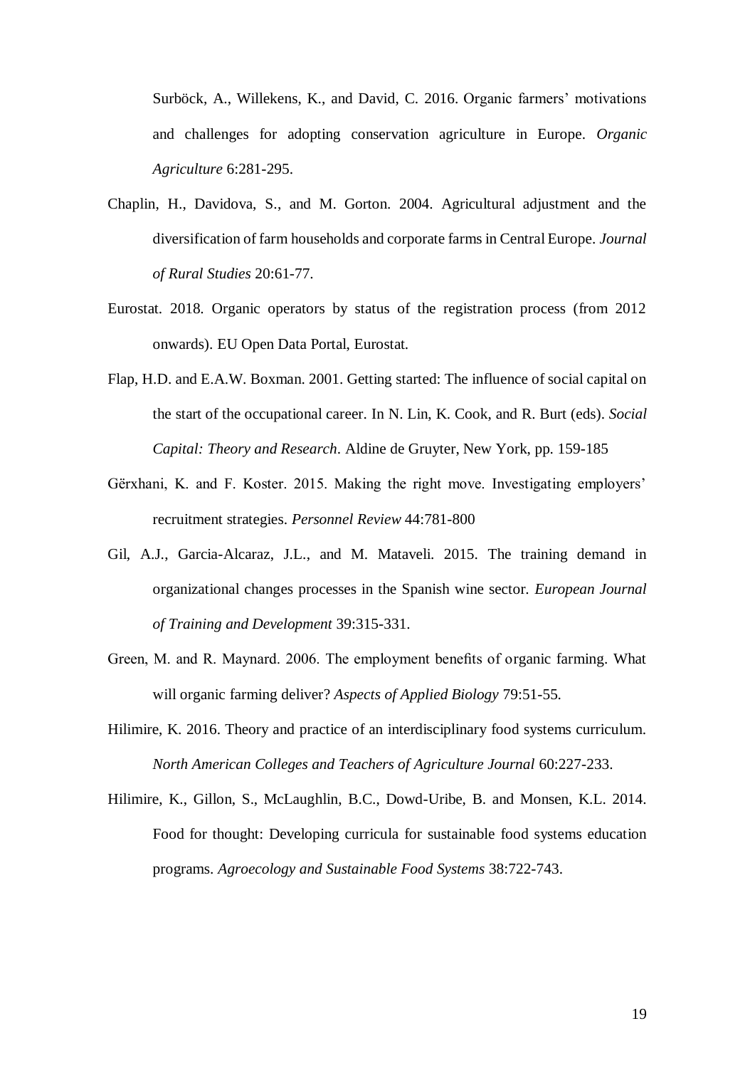Surböck, A., Willekens, K., and David, C. 2016. Organic farmers' motivations and challenges for adopting conservation agriculture in Europe. *Organic Agriculture* 6:281-295.

Chaplin, H., Davidova, S., and M. Gorton. 2004. Agricultural adjustment and the diversification of farm households and corporate farms in Central Europe. *Journal of Rural Studies* 20:61-77.

Eurostat. 2018. Organic operators by status of the registration process (from 2012 onwards). EU Open Data Portal, Eurostat.

Flap, H.D. and E.A.W. Boxman. 2001. Getting started: The influence of social capital on the start of the occupational career. In N. Lin, K. Cook, and R. Burt (eds). *Social Capital: Theory and Research*. Aldine de Gruyter, New York, pp. 159-185

Gërxhani, K. and F. Koster. 2015. Making the right move. Investigating employers' recruitment strategies. *Personnel Review* 44:781-800

Gil, A.J., Garcia-Alcaraz, J.L., and M. Mataveli. 2015. The training demand in organizational changes processes in the Spanish wine sector. *European Journal of Training and Development* 39:315-331.

Green, M. and R. Maynard. 2006. The employment benefits of organic farming. What will organic farming deliver? *Aspects of Applied Biology* 79:51-55.

Hilimire, K. 2016. Theory and practice of an interdisciplinary food systems curriculum. *North American Colleges and Teachers of Agriculture Journal* 60:227-233.

Hilimire, K., Gillon, S., McLaughlin, B.C., Dowd-Uribe, B. and Monsen, K.L. 2014. Food for thought: Developing curricula for sustainable food systems education programs. *Agroecology and Sustainable Food Systems* 38:722-743.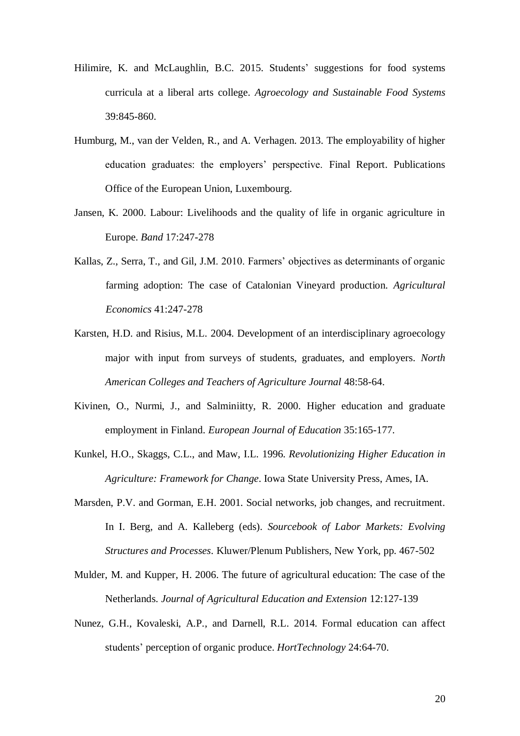Hilimire, K. and McLaughlin, B.C. 2015. Students' suggestions for food systems curricula at a liberal arts college. *Agroecology and Sustainable Food Systems* 39:845-860.

Humburg, M., van der Velden, R., and A. Verhagen. 2013. The employability of higher education graduates: the employers' perspective. Final Report. Publications Office of the European Union, Luxembourg.

Jansen, K. 2000. Labour: Livelihoods and the quality of life in organic agriculture in Europe. *Band* 17:247-278

Kallas, Z., Serra, T., and Gil, J.M. 2010. Farmers' objectives as determinants of organic farming adoption: The case of Catalonian Vineyard production. *Agricultural Economics* 41:247-278

Karsten, H.D. and Risius, M.L. 2004. Development of an interdisciplinary agroecology major with input from surveys of students, graduates, and employers. *North American Colleges and Teachers of Agriculture Journal* 48:58-64.

Kivinen, O., Nurmi, J., and Salminiitty, R. 2000. Higher education and graduate employment in Finland. *European Journal of Education* 35:165-177.

Kunkel, H.O., Skaggs, C.L., and Maw, I.L. 1996. *Revolutionizing Higher Education in Agriculture: Framework for Change*. Iowa State University Press, Ames, IA.

Marsden, P.V. and Gorman, E.H. 2001. Social networks, job changes, and recruitment. In I. Berg, and A. Kalleberg (eds). *Sourcebook of Labor Markets: Evolving Structures and Processes*. Kluwer/Plenum Publishers, New York, pp. 467-502

Mulder, M. and Kupper, H. 2006. The future of agricultural education: The case of the Netherlands. *Journal of Agricultural Education and Extension* 12:127-139

Nunez, G.H., Kovaleski, A.P., and Darnell, R.L. 2014. Formal education can affect students' perception of organic produce. *HortTechnology* 24:64-70.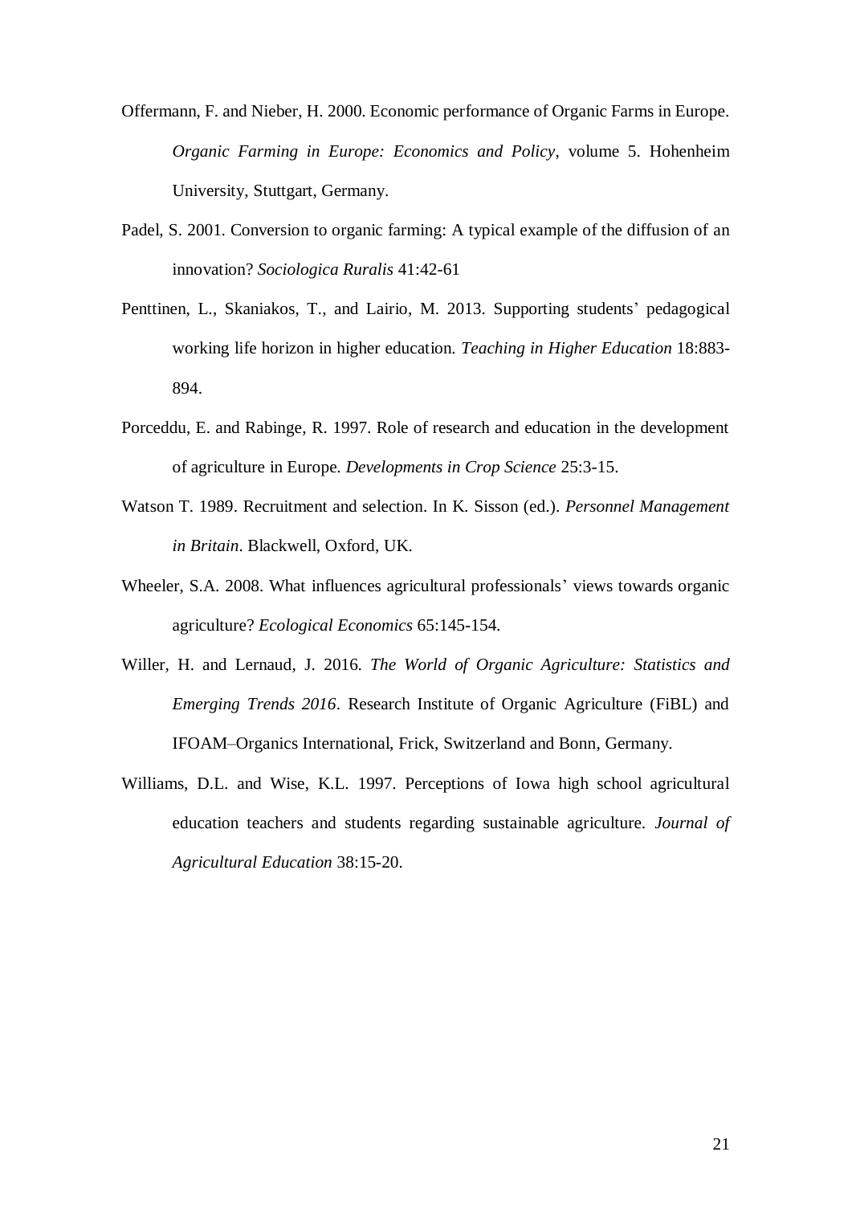Offermann, F. and Nieber, H. 2000. Economic performance of Organic Farms in Europe. *Organic Farming in Europe: Economics and Policy*, volume 5. Hohenheim University, Stuttgart, Germany.

Padel, S. 2001. Conversion to organic farming: A typical example of the diffusion of an innovation? *Sociologica Ruralis* 41:42-61

Penttinen, L., Skaniakos, T., and Lairio, M. 2013. Supporting students' pedagogical working life horizon in higher education. *Teaching in Higher Education* 18:883-894.

Porceddu, E. and Rabinge, R. 1997. Role of research and education in the development of agriculture in Europe. *Developments in Crop Science* 25:3-15.

Watson T. 1989. Recruitment and selection. In K. Sisson (ed.). *Personnel Management in Britain*. Blackwell, Oxford, UK.

Wheeler, S.A. 2008. What influences agricultural professionals' views towards organic agriculture? *Ecological Economics* 65:145-154.

Willer, H. and Lernaud, J. 2016. *The World of Organic Agriculture: Statistics and Emerging Trends 2016*. Research Institute of Organic Agriculture (FiBL) and IFOAM–Organics International, Frick, Switzerland and Bonn, Germany.

Williams, D.L. and Wise, K.L. 1997. Perceptions of Iowa high school agricultural education teachers and students regarding sustainable agriculture. *Journal of Agricultural Education* 38:15-20.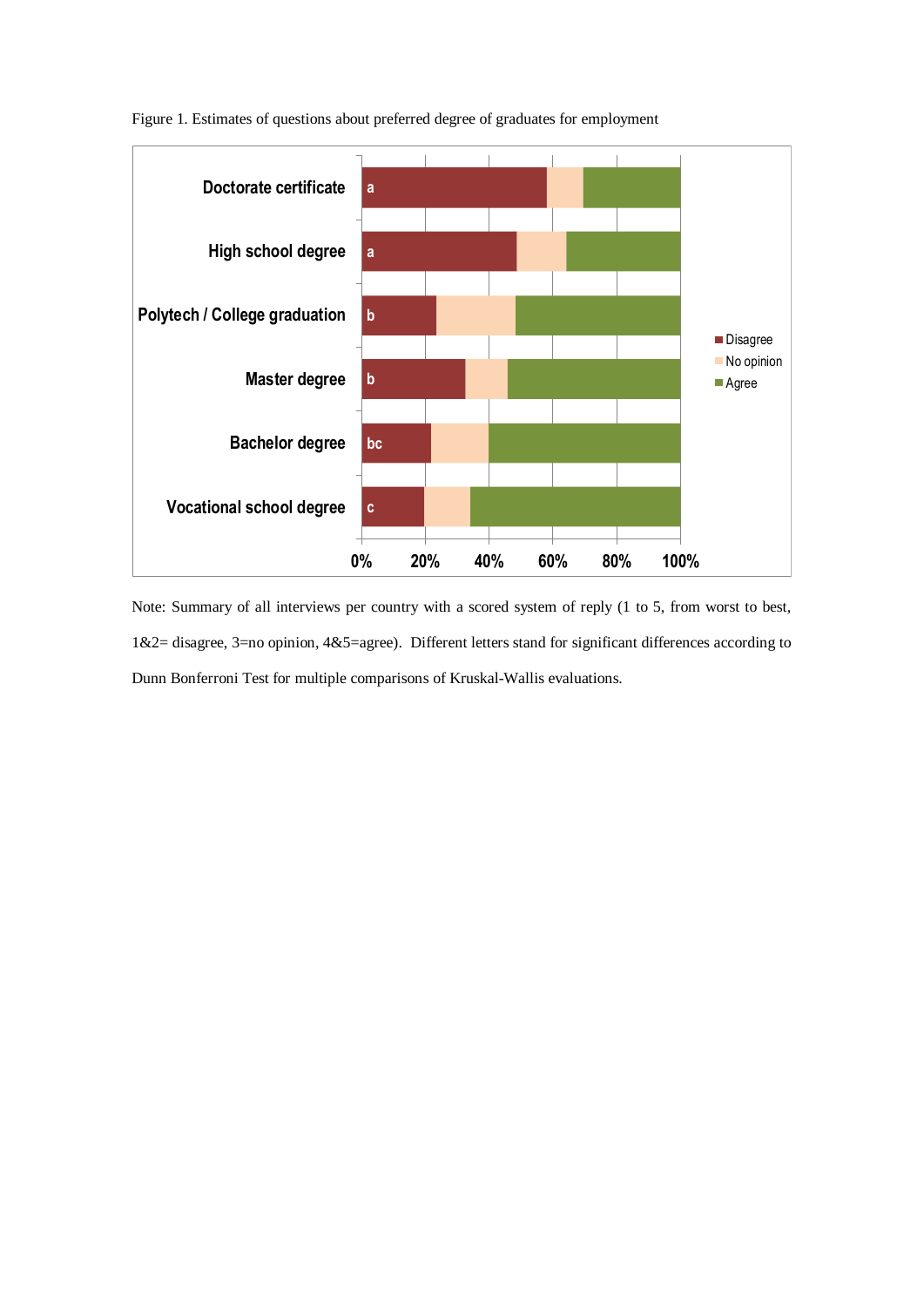Figure 1. Estimates of questions about preferred degree of graduates for employment

Note: Summary of all interviews per country with a scored system of reply (1 to 5, from worst to best, 1&2= disagree, 3=no opinion, 4&5=agree). Different letters stand for significant differences according to Dunn Bonferroni Test for multiple comparisons of Kruskal-Wallis evaluations.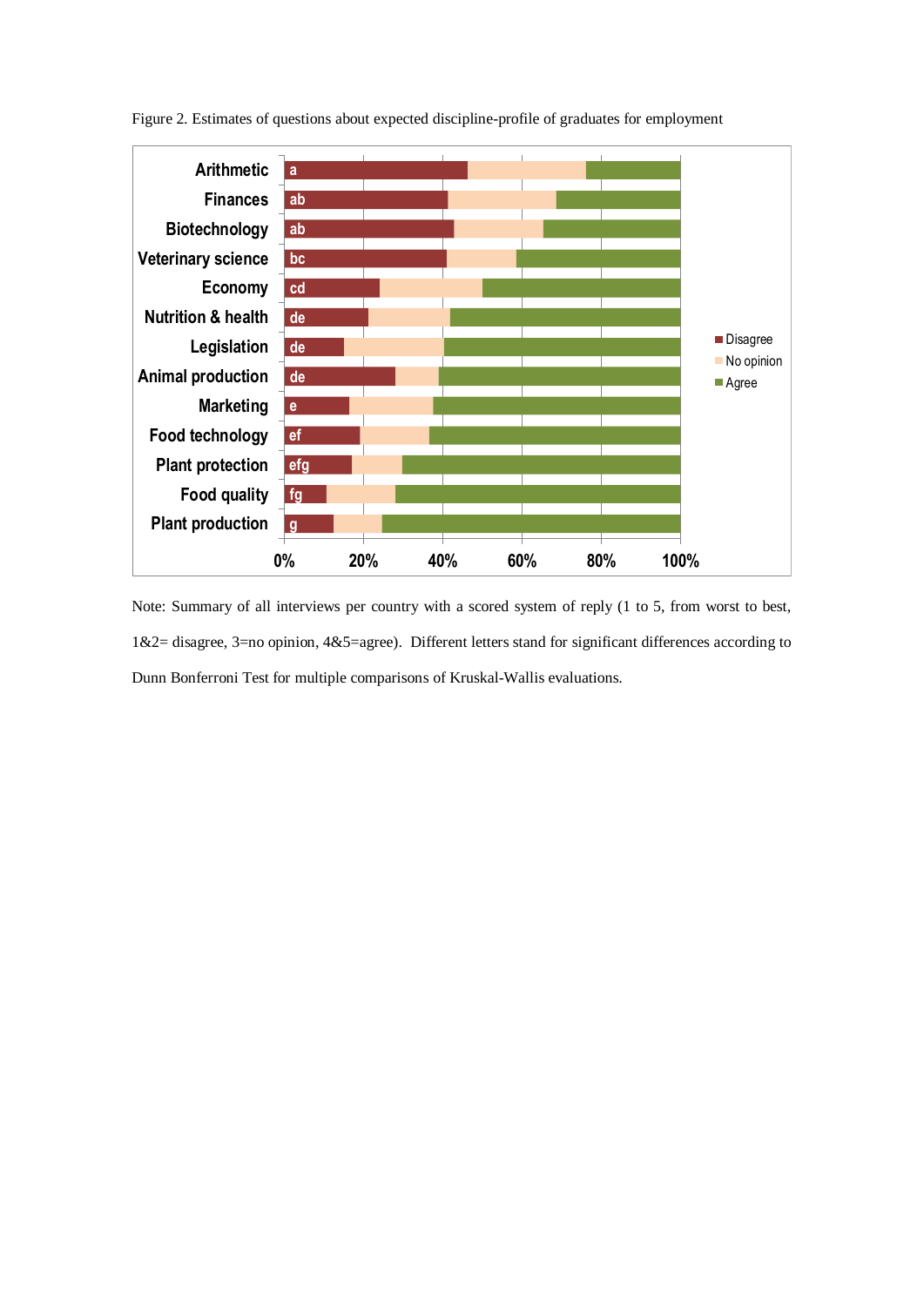Figure 2. Estimates of questions about expected discipline-profile of graduates for employment

Note: Summary of all interviews per country with a scored system of reply (1 to 5, from worst to best, 1&2= disagree, 3=no opinion, 4&5=agree). Different letters stand for significant differences according to Dunn Bonferroni Test for multiple comparisons of Kruskal-Wallis evaluations.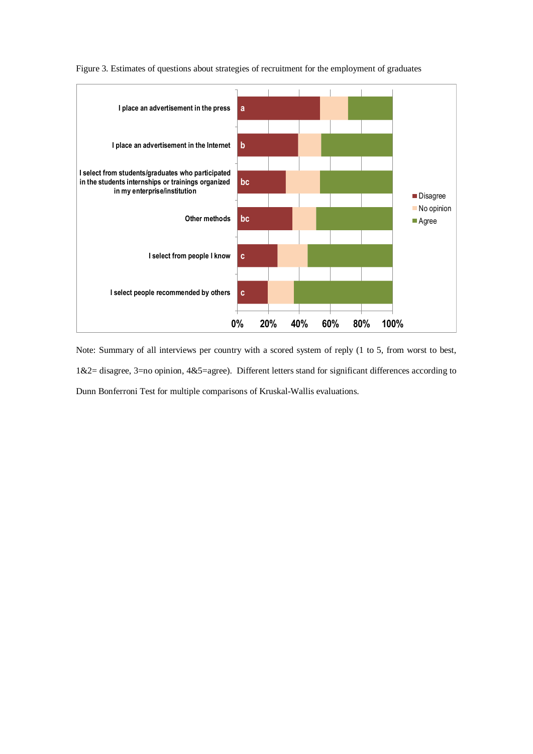Figure 3. Estimates of questions about strategies of recruitment for the employment of graduates

Note: Summary of all interviews per country with a scored system of reply (1 to 5, from worst to best, 1&2= disagree, 3=no opinion, 4&5=agree). Different letters stand for significant differences according to Dunn Bonferroni Test for multiple comparisons of Kruskal-Wallis evaluations.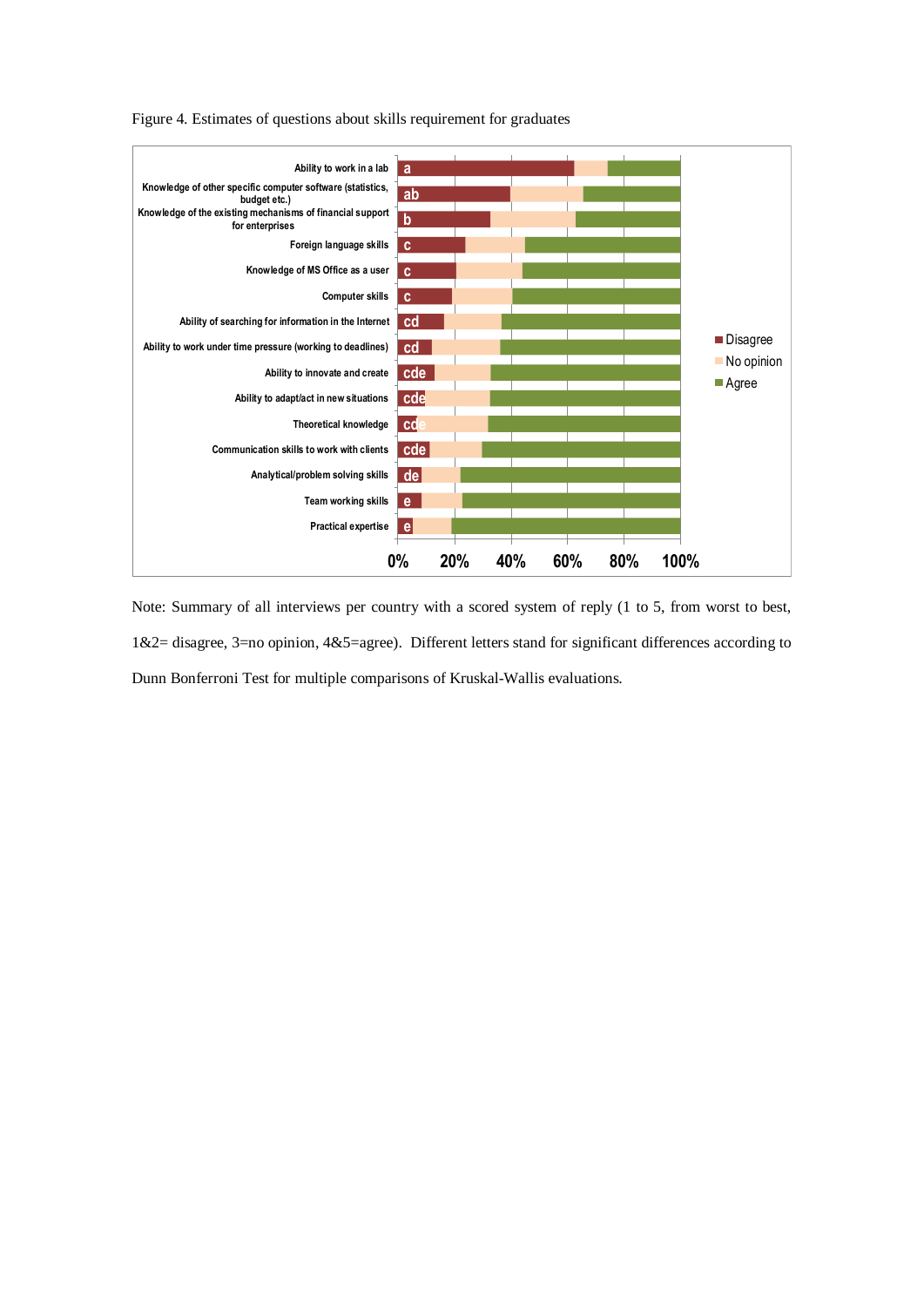Figure 4. Estimates of questions about skills requirement for graduates

Note: Summary of all interviews per country with a scored system of reply (1 to 5, from worst to best, 1&2= disagree, 3=no opinion, 4&5=agree). Different letters stand for significant differences according to Dunn Bonferroni Test for multiple comparisons of Kruskal-Wallis evaluations.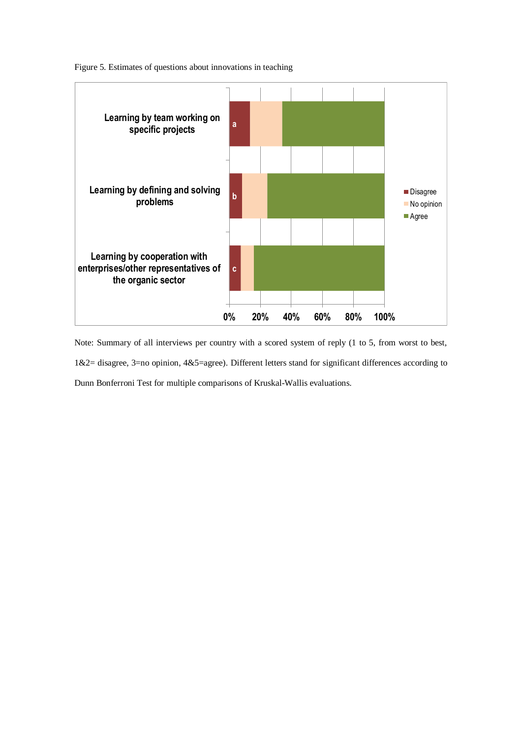Figure 5. Estimates of questions about innovations in teaching

Note: Summary of all interviews per country with a scored system of reply (1 to 5, from worst to best, 1&2= disagree, 3=no opinion, 4&5=agree). Different letters stand for significant differences according to Dunn Bonferroni Test for multiple comparisons of Kruskal-Wallis evaluations.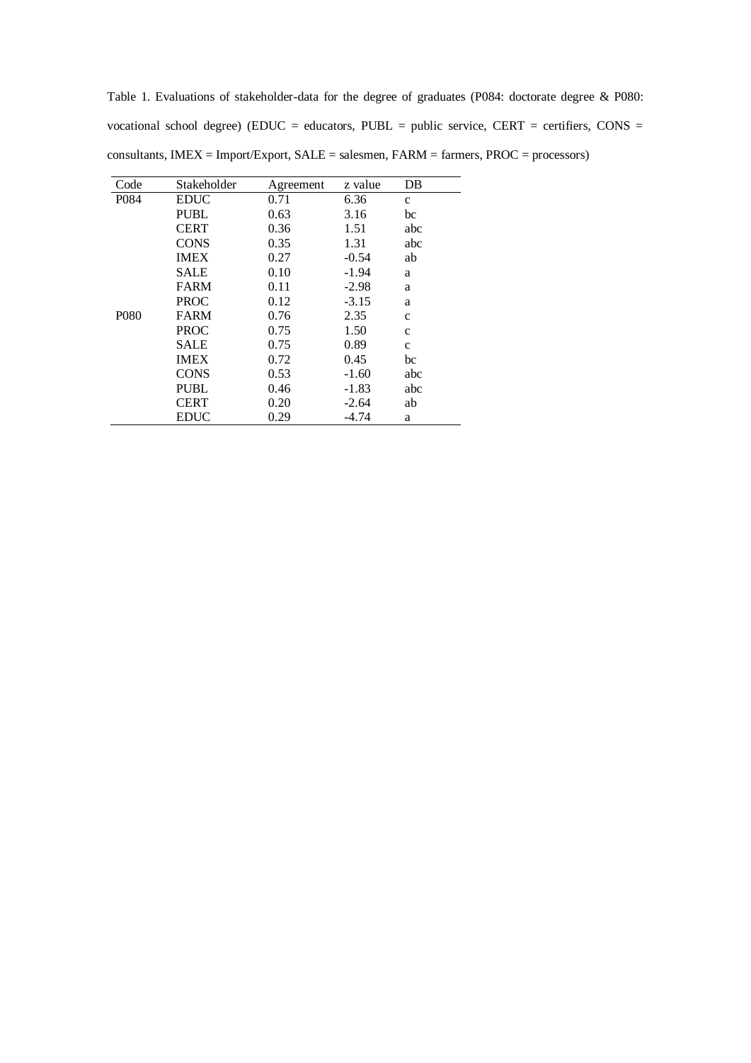Table 1. Evaluations of stakeholder-data for the degree of graduates (P084: doctorate degree & P080: vocational school degree) (EDUC = educators, PUBL = public service, CERT = certifiers, CONS = consultants, IMEX = Import/Export, SALE = salesmen, FARM = farmers, PROC = processors)

| Code | Stakeholder | Agreement | z value | DB |
|---|---|---|---|---|
| P084 | EDUC | 0.71 | 6.36 | c |
| | PUBL | 0.63 | 3.16 | bc |
| | CERT | 0.36 | 1.51 | abc |
| | CONS | 0.35 | 1.31 | abc |
| | IMEX | 0.27 | -0.54 | ab |
| | SALE | 0.10 | -1.94 | a |
| | FARM | 0.11 | -2.98 | a |
| | PROC | 0.12 | -3.15 | a |
| P080 | FARM | 0.76 | 2.35 | c |
| | PROC | 0.75 | 1.50 | c |
| | SALE | 0.75 | 0.89 | c |
| | IMEX | 0.72 | 0.45 | bc |
| | CONS | 0.53 | -1.60 | abc |
| | PUBL | 0.46 | -1.83 | abc |
| | CERT | 0.20 | -2.64 | ab |
| | EDUC | 0.29 | -4.74 | a |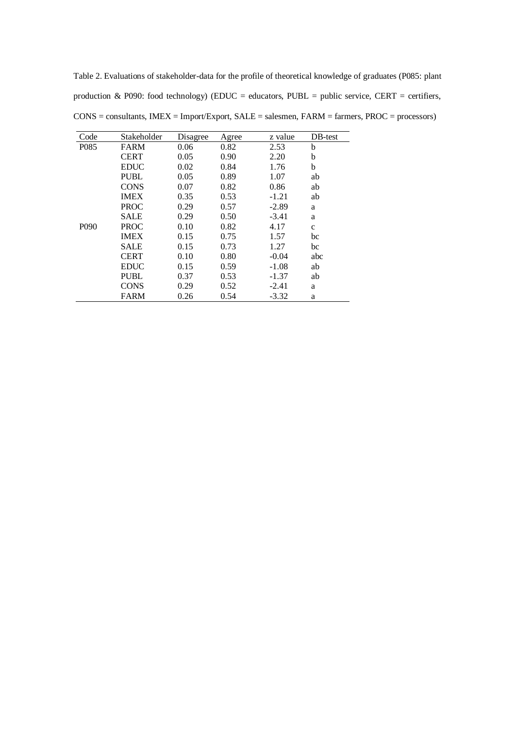Table 2. Evaluations of stakeholder-data for the profile of theoretical knowledge of graduates (P085: plant production & P090: food technology) (EDUC = educators, PUBL = public service, CERT = certifiers, CONS = consultants, IMEX = Import/Export, SALE = salesmen, FARM = farmers, PROC = processors)

| Code | Stakeholder | Disagree | Agree | z value | DB-test |
|---|---|---|---|---|---|
| P085 | FARM | 0.06 | 0.82 | 2.53 | b |
| | CERT | 0.05 | 0.90 | 2.20 | b |
| | EDUC | 0.02 | 0.84 | 1.76 | b |
| | PUBL | 0.05 | 0.89 | 1.07 | ab |
| | CONS | 0.07 | 0.82 | 0.86 | ab |
| | IMEX | 0.35 | 0.53 | -1.21 | ab |
| | PROC | 0.29 | 0.57 | -2.89 | a |
| | SALE | 0.29 | 0.50 | -3.41 | a |
| P090 | PROC | 0.10 | 0.82 | 4.17 | c |
| | IMEX | 0.15 | 0.75 | 1.57 | bc |
| | SALE | 0.15 | 0.73 | 1.27 | bc |
| | CERT | 0.10 | 0.80 | -0.04 | abc |
| | EDUC | 0.15 | 0.59 | -1.08 | ab |
| | PUBL | 0.37 | 0.53 | -1.37 | ab |
| | CONS | 0.29 | 0.52 | -2.41 | a |
| | FARM | 0.26 | 0.54 | -3.32 | a |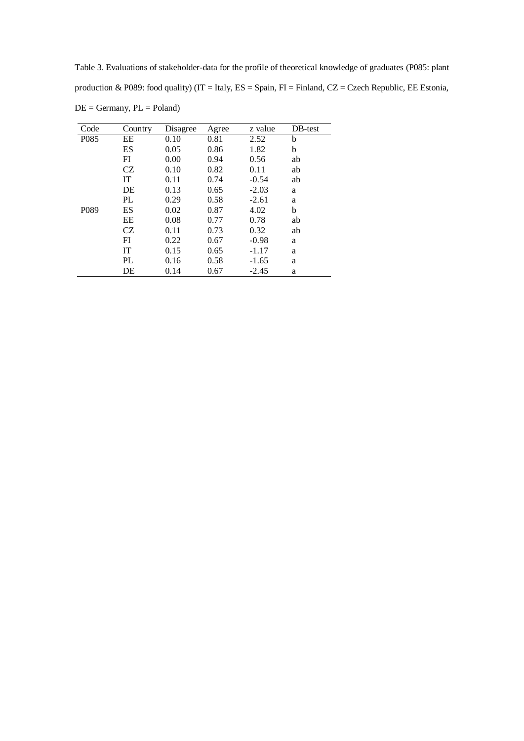Table 3. Evaluations of stakeholder-data for the profile of theoretical knowledge of graduates (P085: plant production & P089: food quality) (IT = Italy, ES = Spain, FI = Finland, CZ = Czech Republic, EE Estonia, DE = Germany, PL = Poland)

| Code | Country | Disagree | Agree | z value | DB-test |
|---|---|---|---|---|---|
| P085 | EE | 0.10 | 0.81 | 2.52 | b |
| | ES | 0.05 | 0.86 | 1.82 | b |
| | FI | 0.00 | 0.94 | 0.56 | ab |
| | CZ | 0.10 | 0.82 | 0.11 | ab |
| | IT | 0.11 | 0.74 | -0.54 | ab |
| | DE | 0.13 | 0.65 | -2.03 | a |
| | PL | 0.29 | 0.58 | -2.61 | a |
| P089 | ES | 0.02 | 0.87 | 4.02 | b |
| | EE | 0.08 | 0.77 | 0.78 | ab |
| | CZ | 0.11 | 0.73 | 0.32 | ab |
| | FI | 0.22 | 0.67 | -0.98 | a |
| | IT | 0.15 | 0.65 | -1.17 | a |
| | PL | 0.16 | 0.58 | -1.65 | a |
| | DE | 0.14 | 0.67 | -2.45 | a |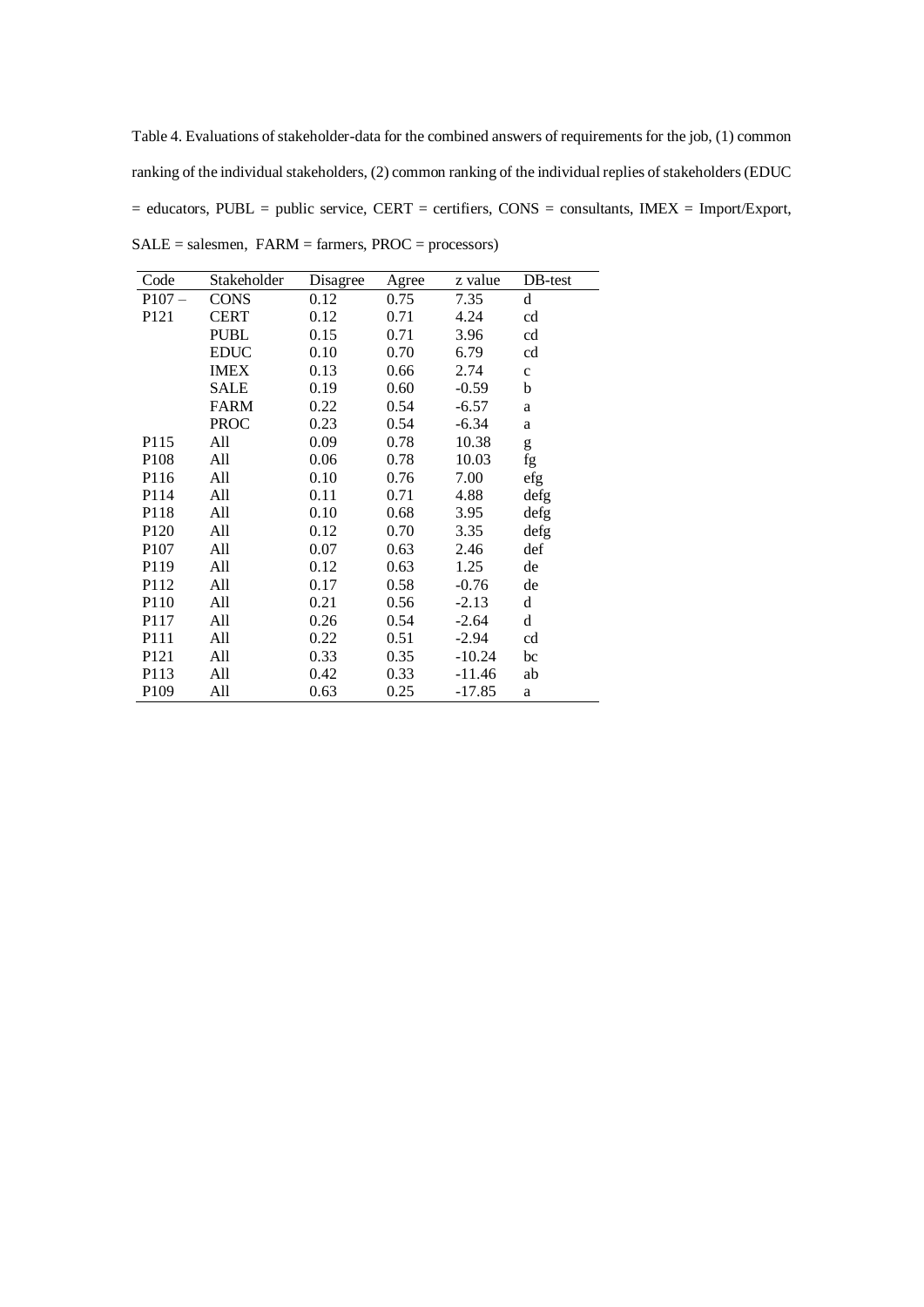Table 4. Evaluations of stakeholder-data for the combined answers of requirements for the job, (1) common ranking of the individual stakeholders, (2) common ranking of the individual replies of stakeholders (EDUC = educators, PUBL = public service, CERT = certifiers, CONS = consultants, IMEX = Import/Export, SALE = salesmen, FARM = farmers, PROC = processors)

| Code | Stakeholder | Disagree | Agree | z value | DB-test |
|---|---|---|---|---|---|
| P107 – | CONS | 0.12 | 0.75 | 7.35 | d |
| P121 | CERT | 0.12 | 0.71 | 4.24 | cd |
| | PUBL | 0.15 | 0.71 | 3.96 | cd |
| | EDUC | 0.10 | 0.70 | 6.79 | cd |
| | IMEX | 0.13 | 0.66 | 2.74 | c |
| | SALE | 0.19 | 0.60 | -0.59 | b |
| | FARM | 0.22 | 0.54 | -6.57 | a |
| | PROC | 0.23 | 0.54 | -6.34 | a |
| P115 | All | 0.09 | 0.78 | 10.38 | g |
| P108 | All | 0.06 | 0.78 | 10.03 | fg |
| P116 | All | 0.10 | 0.76 | 7.00 | efg |
| P114 | All | 0.11 | 0.71 | 4.88 | defg |
| P118 | All | 0.10 | 0.68 | 3.95 | defg |
| P120 | All | 0.12 | 0.70 | 3.35 | defg |
| P107 | All | 0.07 | 0.63 | 2.46 | def |
| P119 | All | 0.12 | 0.63 | 1.25 | de |
| P112 | All | 0.17 | 0.58 | -0.76 | de |
| P110 | All | 0.21 | 0.56 | -2.13 | d |
| P117 | All | 0.26 | 0.54 | -2.64 | d |
| P111 | All | 0.22 | 0.51 | -2.94 | cd |
| P121 | All | 0.33 | 0.35 | -10.24 | bc |
| P113 | All | 0.42 | 0.33 | -11.46 | ab |
| P109 | All | 0.63 | 0.25 | -17.85 | a |